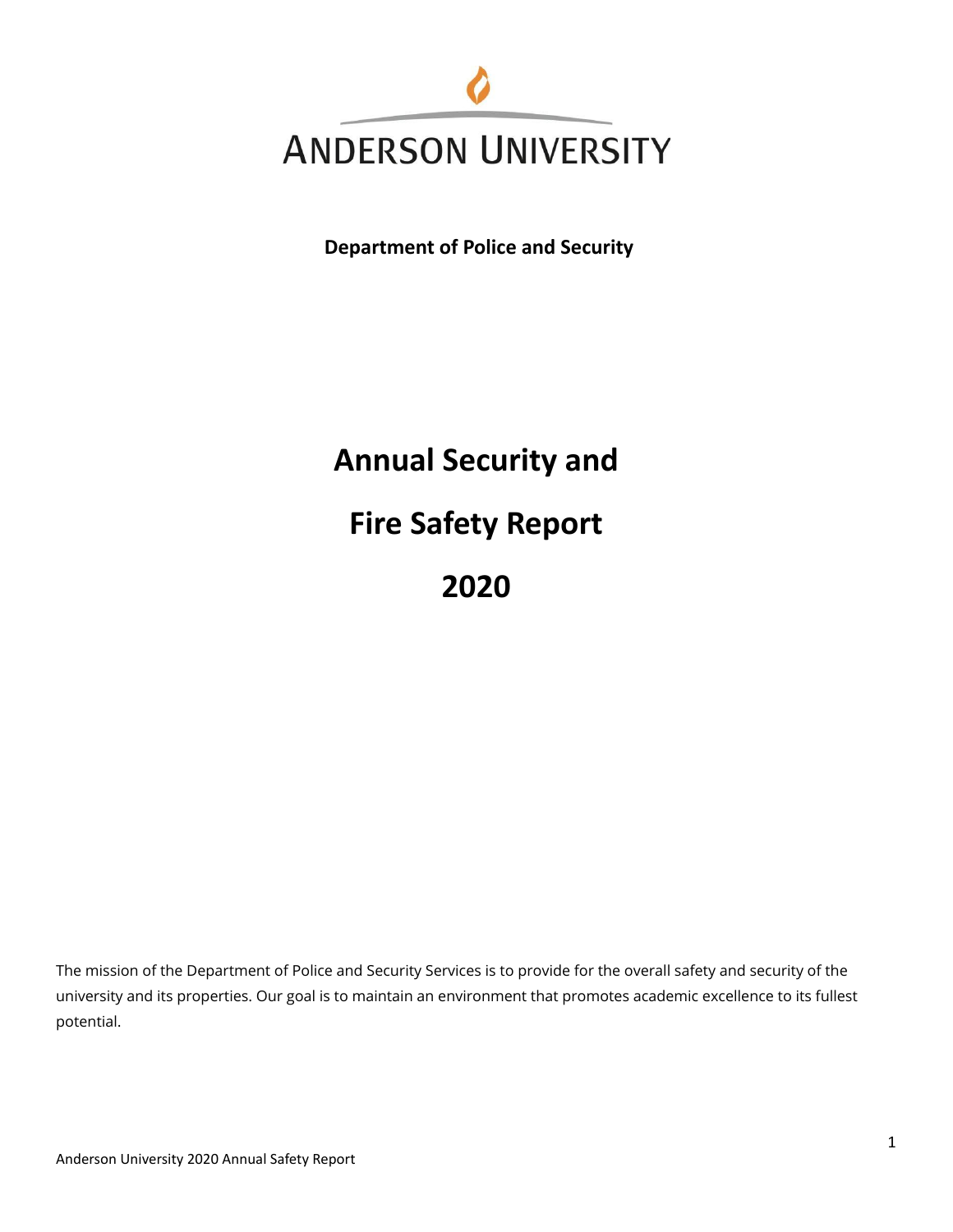# ANDERSON UNIVERSITY

**Department of Police and Security**

# Annual Security and Fire Safety Report 2020

The mission of the Department of Police and Security Services is to provide for the overall safety and security of the university and its properties. Our goal is to maintain an environment that promotes academic excellence to its fullest potential.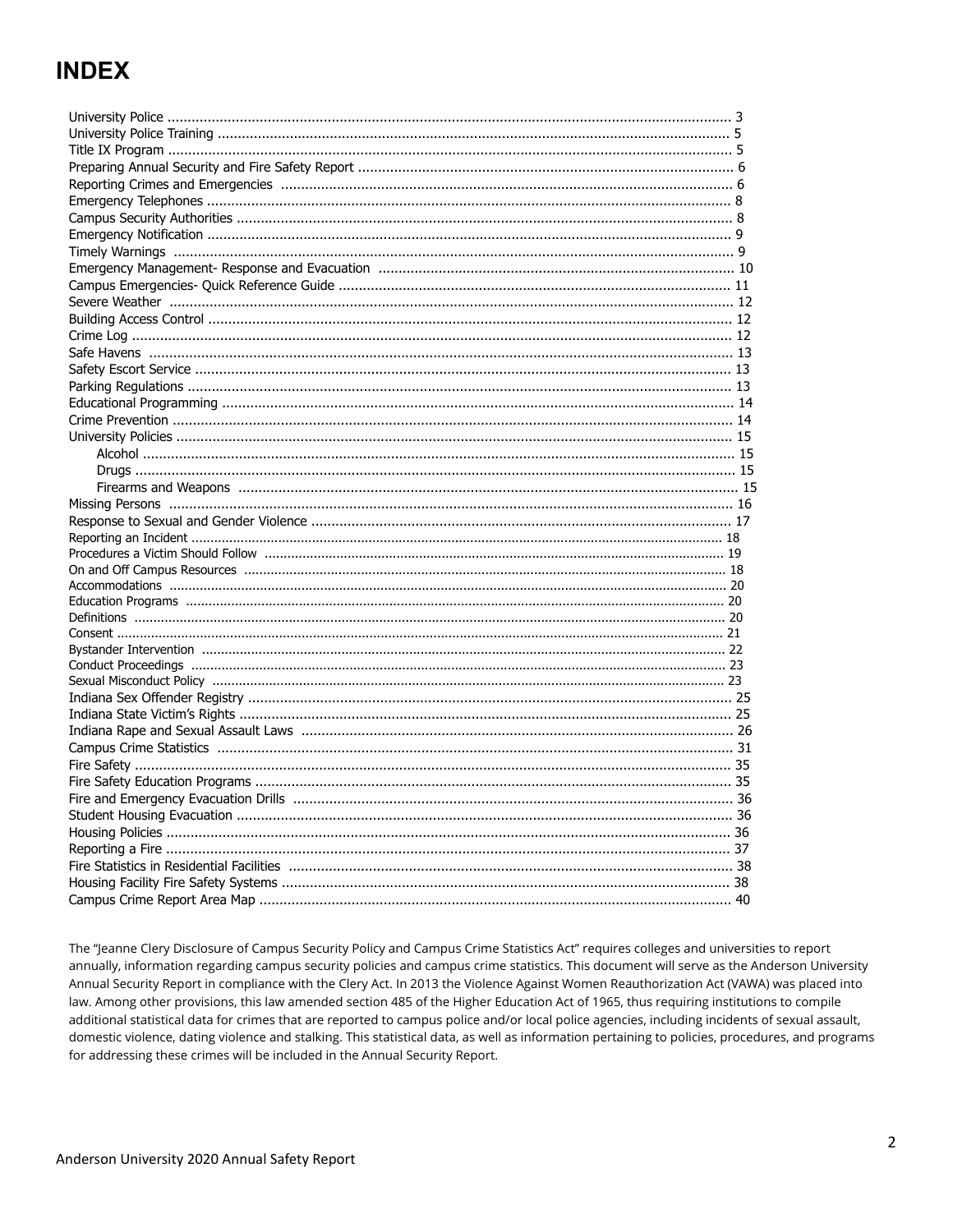# INDEX

University Police ........................................................................................................................................ 3
University Police Training ............................................................................................................................ 5
Title IX Program ........................................................................................................................................ 5
Preparing Annual Security and Fire Safety Report ............................................................................................ 6
Reporting Crimes and Emergencies ............................................................................................................... 6
Emergency Telephones ................................................................................................................................ 8
Campus Security Authorities ......................................................................................................................... 8
Emergency Notification ................................................................................................................................ 9
Timely Warnings ......................................................................................................................................... 9
Emergency Management- Response and Evacuation ....................................................................................... 10
Campus Emergencies- Quick Reference Guide ............................................................................................... 11
Severe Weather ......................................................................................................................................... 12
Building Access Control ............................................................................................................................... 12
Crime Log .................................................................................................................................................. 12
Safe Havens .............................................................................................................................................. 13
Safety Escort Service .................................................................................................................................. 13
Parking Regulations .................................................................................................................................... 13
Educational Programming ............................................................................................................................ 14
Crime Prevention ........................................................................................................................................ 14
University Policies ....................................................................................................................................... 15
- Alcohol ................................................................................................................................................. 15
- Drugs ................................................................................................................................................... 15
- Firearms and Weapons .......................................................................................................................... 15

Missing Persons .......................................................................................................................................... 16
Response to Sexual and Gender Violence ........................................................................................................ 17
Reporting an Incident ................................................................................................................................... 18
Procedures a Victim Should Follow ................................................................................................................ 19
On and Off Campus Resources ...................................................................................................................... 18
Accommodations ........................................................................................................................................ 20
Education Programs .................................................................................................................................... 20
Definitions ................................................................................................................................................. 20
Consent ..................................................................................................................................................... 21
Bystander Intervention ................................................................................................................................ 22
Conduct Proceedings ................................................................................................................................... 23
Sexual Misconduct Policy ............................................................................................................................. 23
Indiana Sex Offender Registry ....................................................................................................................... 25
Indiana State Victim's Rights ........................................................................................................................ 25
Indiana Rape and Sexual Assault Laws .......................................................................................................... 26
Campus Crime Statistics ............................................................................................................................... 31
Fire Safety .................................................................................................................................................. 35
Fire Safety Education Programs .................................................................................................................... 35
Fire and Emergency Evacuation Drills ............................................................................................................ 36
Student Housing Evacuation ......................................................................................................................... 36
Housing Policies .......................................................................................................................................... 36
Reporting a Fire .......................................................................................................................................... 37
Fire Statistics in Residential Facilities ............................................................................................................. 38
Housing Facility Fire Safety Systems .............................................................................................................. 38
Campus Crime Report Area Map .................................................................................................................... 40

The "Jeanne Clery Disclosure of Campus Security Policy and Campus Crime Statistics Act" requires colleges and universities to report annually, information regarding campus security policies and campus crime statistics. This document will serve as the Anderson University Annual Security Report in compliance with the Clery Act. In 2013 the Violence Against Women Reauthorization Act (VAWA) was placed into law. Among other provisions, this law amended section 485 of the Higher Education Act of 1965, thus requiring institutions to compile additional statistical data for crimes that are reported to campus police and/or local police agencies, including incidents of sexual assault, domestic violence, dating violence and stalking. This statistical data, as well as information pertaining to policies, procedures, and programs for addressing these crimes will be included in the Annual Security Report.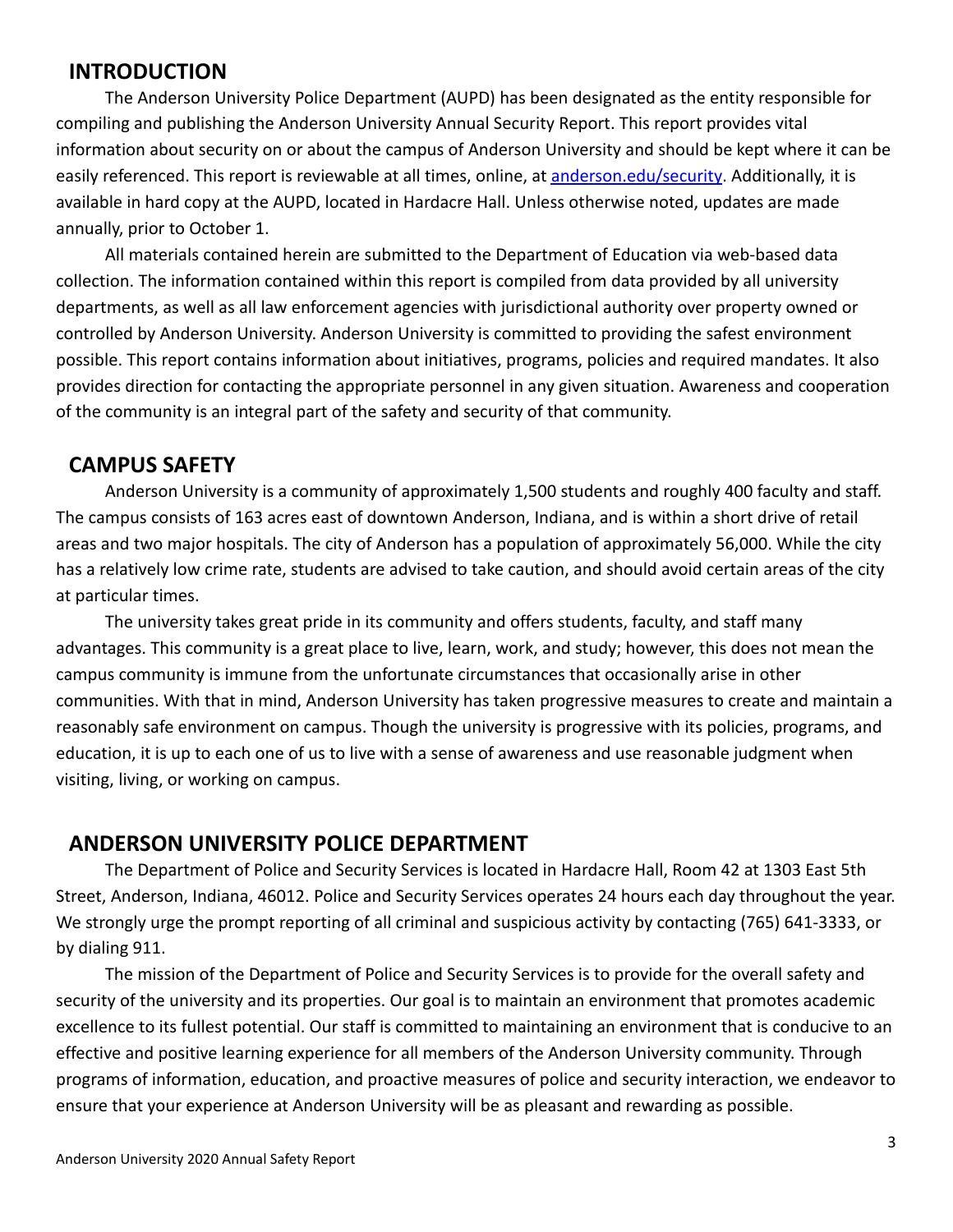## INTRODUCTION

The Anderson University Police Department (AUPD) has been designated as the entity responsible for compiling and publishing the Anderson University Annual Security Report. This report provides vital information about security on or about the campus of Anderson University and should be kept where it can be easily referenced. This report is reviewable at all times, online, at [anderson.edu/security](anderson.edu/security). Additionally, it is available in hard copy at the AUPD, located in Hardacre Hall. Unless otherwise noted, updates are made annually, prior to October 1.

All materials contained herein are submitted to the Department of Education via web-based data collection. The information contained within this report is compiled from data provided by all university departments, as well as all law enforcement agencies with jurisdictional authority over property owned or controlled by Anderson University. Anderson University is committed to providing the safest environment possible. This report contains information about initiatives, programs, policies and required mandates. It also provides direction for contacting the appropriate personnel in any given situation. Awareness and cooperation of the community is an integral part of the safety and security of that community.

## CAMPUS SAFETY

Anderson University is a community of approximately 1,500 students and roughly 400 faculty and staff. The campus consists of 163 acres east of downtown Anderson, Indiana, and is within a short drive of retail areas and two major hospitals. The city of Anderson has a population of approximately 56,000. While the city has a relatively low crime rate, students are advised to take caution, and should avoid certain areas of the city at particular times.

The university takes great pride in its community and offers students, faculty, and staff many advantages. This community is a great place to live, learn, work, and study; however, this does not mean the campus community is immune from the unfortunate circumstances that occasionally arise in other communities. With that in mind, Anderson University has taken progressive measures to create and maintain a reasonably safe environment on campus. Though the university is progressive with its policies, programs, and education, it is up to each one of us to live with a sense of awareness and use reasonable judgment when visiting, living, or working on campus.

## ANDERSON UNIVERSITY POLICE DEPARTMENT

The Department of Police and Security Services is located in Hardacre Hall, Room 42 at 1303 East 5th Street, Anderson, Indiana, 46012. Police and Security Services operates 24 hours each day throughout the year. We strongly urge the prompt reporting of all criminal and suspicious activity by contacting (765) 641-3333, or by dialing 911.

The mission of the Department of Police and Security Services is to provide for the overall safety and security of the university and its properties. Our goal is to maintain an environment that promotes academic excellence to its fullest potential. Our staff is committed to maintaining an environment that is conducive to an effective and positive learning experience for all members of the Anderson University community. Through programs of information, education, and proactive measures of police and security interaction, we endeavor to ensure that your experience at Anderson University will be as pleasant and rewarding as possible.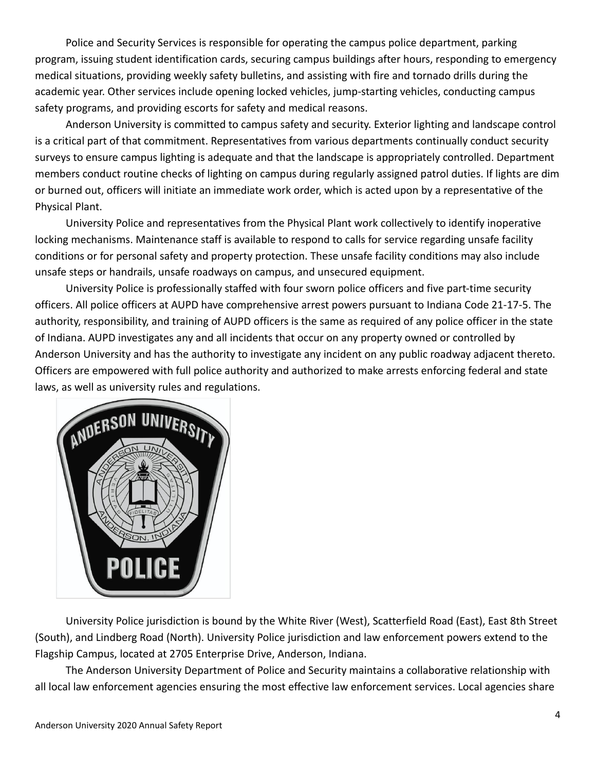Police and Security Services is responsible for operating the campus police department, parking program, issuing student identification cards, securing campus buildings after hours, responding to emergency medical situations, providing weekly safety bulletins, and assisting with fire and tornado drills during the academic year. Other services include opening locked vehicles, jump-starting vehicles, conducting campus safety programs, and providing escorts for safety and medical reasons.

Anderson University is committed to campus safety and security. Exterior lighting and landscape control is a critical part of that commitment. Representatives from various departments continually conduct security surveys to ensure campus lighting is adequate and that the landscape is appropriately controlled. Department members conduct routine checks of lighting on campus during regularly assigned patrol duties. If lights are dim or burned out, officers will initiate an immediate work order, which is acted upon by a representative of the Physical Plant.

University Police and representatives from the Physical Plant work collectively to identify inoperative locking mechanisms. Maintenance staff is available to respond to calls for service regarding unsafe facility conditions or for personal safety and property protection. These unsafe facility conditions may also include unsafe steps or handrails, unsafe roadways on campus, and unsecured equipment.

University Police is professionally staffed with four sworn police officers and five part-time security officers. All police officers at AUPD have comprehensive arrest powers pursuant to Indiana Code 21-17-5. The authority, responsibility, and training of AUPD officers is the same as required of any police officer in the state of Indiana. AUPD investigates any and all incidents that occur on any property owned or controlled by Anderson University and has the authority to investigate any incident on any public roadway adjacent thereto. Officers are empowered with full police authority and authorized to make arrests enforcing federal and state laws, as well as university rules and regulations.

University Police jurisdiction is bound by the White River (West), Scatterfield Road (East), East 8th Street (South), and Lindberg Road (North). University Police jurisdiction and law enforcement powers extend to the Flagship Campus, located at 2705 Enterprise Drive, Anderson, Indiana.

The Anderson University Department of Police and Security maintains a collaborative relationship with all local law enforcement agencies ensuring the most effective law enforcement services. Local agencies share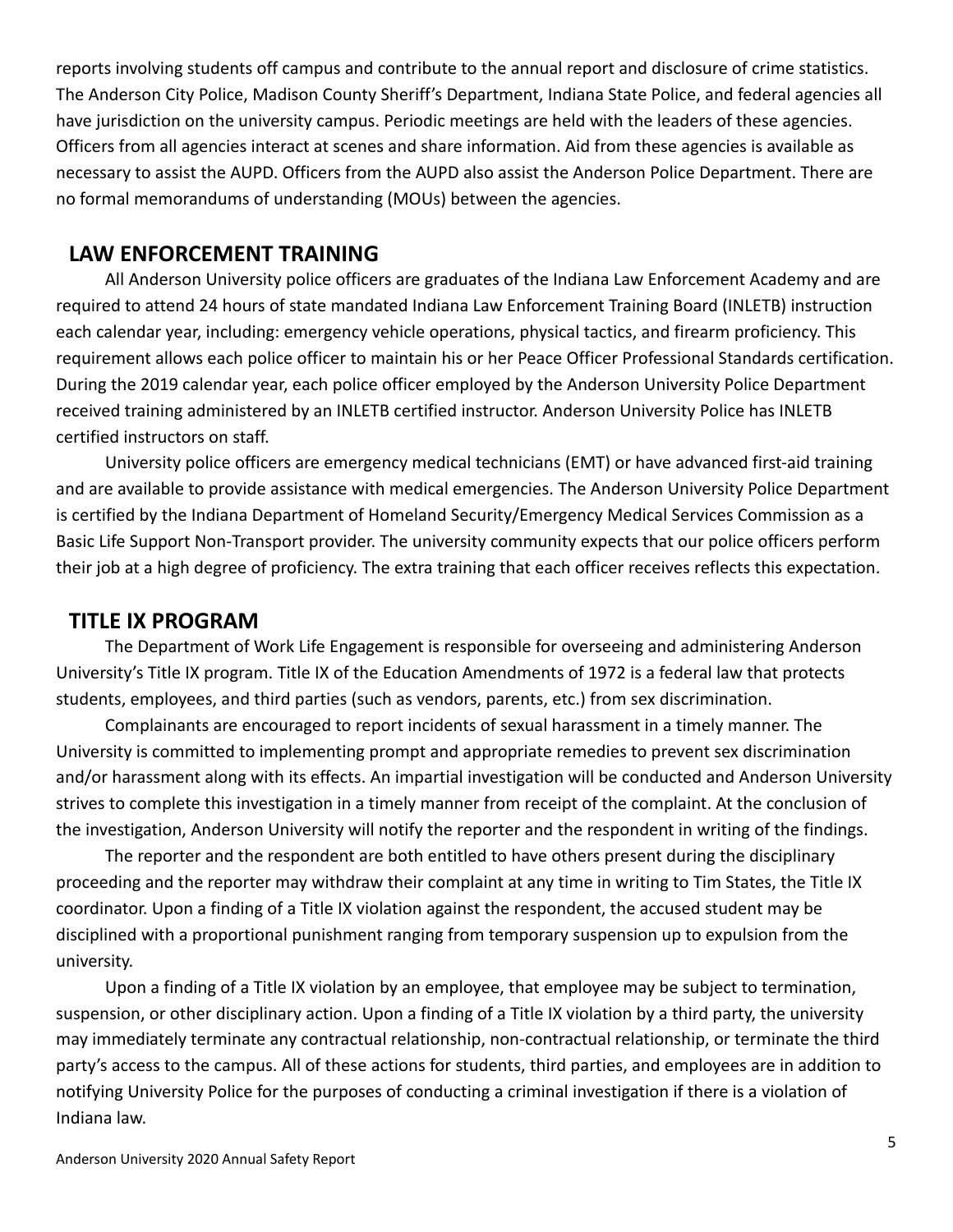reports involving students off campus and contribute to the annual report and disclosure of crime statistics. The Anderson City Police, Madison County Sheriff's Department, Indiana State Police, and federal agencies all have jurisdiction on the university campus. Periodic meetings are held with the leaders of these agencies. Officers from all agencies interact at scenes and share information. Aid from these agencies is available as necessary to assist the AUPD. Officers from the AUPD also assist the Anderson Police Department. There are no formal memorandums of understanding (MOUs) between the agencies.

## LAW ENFORCEMENT TRAINING

All Anderson University police officers are graduates of the Indiana Law Enforcement Academy and are required to attend 24 hours of state mandated Indiana Law Enforcement Training Board (INLETB) instruction each calendar year, including: emergency vehicle operations, physical tactics, and firearm proficiency. This requirement allows each police officer to maintain his or her Peace Officer Professional Standards certification. During the 2019 calendar year, each police officer employed by the Anderson University Police Department received training administered by an INLETB certified instructor. Anderson University Police has INLETB certified instructors on staff.

University police officers are emergency medical technicians (EMT) or have advanced first-aid training and are available to provide assistance with medical emergencies. The Anderson University Police Department is certified by the Indiana Department of Homeland Security/Emergency Medical Services Commission as a Basic Life Support Non-Transport provider. The university community expects that our police officers perform their job at a high degree of proficiency. The extra training that each officer receives reflects this expectation.

## TITLE IX PROGRAM

The Department of Work Life Engagement is responsible for overseeing and administering Anderson University's Title IX program. Title IX of the Education Amendments of 1972 is a federal law that protects students, employees, and third parties (such as vendors, parents, etc.) from sex discrimination.

Complainants are encouraged to report incidents of sexual harassment in a timely manner. The University is committed to implementing prompt and appropriate remedies to prevent sex discrimination and/or harassment along with its effects. An impartial investigation will be conducted and Anderson University strives to complete this investigation in a timely manner from receipt of the complaint. At the conclusion of the investigation, Anderson University will notify the reporter and the respondent in writing of the findings.

The reporter and the respondent are both entitled to have others present during the disciplinary proceeding and the reporter may withdraw their complaint at any time in writing to Tim States, the Title IX coordinator. Upon a finding of a Title IX violation against the respondent, the accused student may be disciplined with a proportional punishment ranging from temporary suspension up to expulsion from the university.

Upon a finding of a Title IX violation by an employee, that employee may be subject to termination, suspension, or other disciplinary action. Upon a finding of a Title IX violation by a third party, the university may immediately terminate any contractual relationship, non-contractual relationship, or terminate the third party's access to the campus. All of these actions for students, third parties, and employees are in addition to notifying University Police for the purposes of conducting a criminal investigation if there is a violation of Indiana law.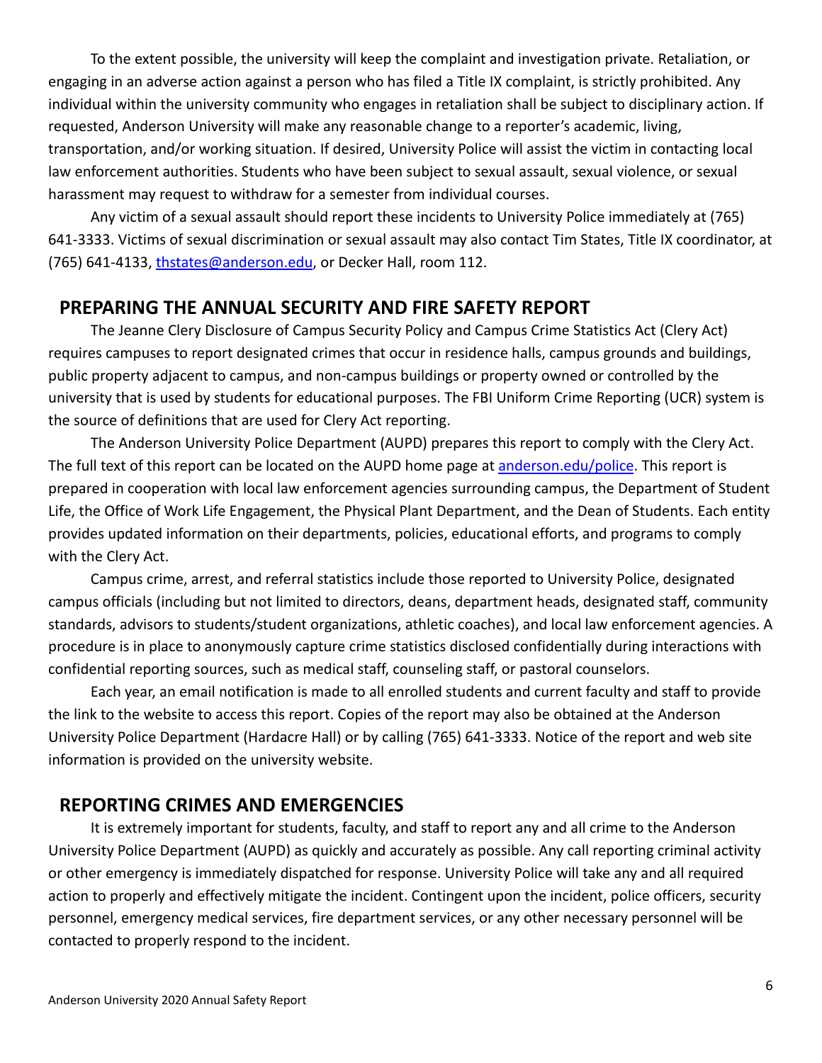To the extent possible, the university will keep the complaint and investigation private. Retaliation, or engaging in an adverse action against a person who has filed a Title IX complaint, is strictly prohibited. Any individual within the university community who engages in retaliation shall be subject to disciplinary action. If requested, Anderson University will make any reasonable change to a reporter's academic, living, transportation, and/or working situation. If desired, University Police will assist the victim in contacting local law enforcement authorities. Students who have been subject to sexual assault, sexual violence, or sexual harassment may request to withdraw for a semester from individual courses.

Any victim of a sexual assault should report these incidents to University Police immediately at (765) 641-3333. Victims of sexual discrimination or sexual assault may also contact Tim States, Title IX coordinator, at (765) 641-4133, [thstates@anderson.edu](mailto:thstates@anderson.edu), or Decker Hall, room 112.

## PREPARING THE ANNUAL SECURITY AND FIRE SAFETY REPORT

The Jeanne Clery Disclosure of Campus Security Policy and Campus Crime Statistics Act (Clery Act) requires campuses to report designated crimes that occur in residence halls, campus grounds and buildings, public property adjacent to campus, and non-campus buildings or property owned or controlled by the university that is used by students for educational purposes. The FBI Uniform Crime Reporting (UCR) system is the source of definitions that are used for Clery Act reporting.

The Anderson University Police Department (AUPD) prepares this report to comply with the Clery Act. The full text of this report can be located on the AUPD home page at [anderson.edu/police](anderson.edu/police). This report is prepared in cooperation with local law enforcement agencies surrounding campus, the Department of Student Life, the Office of Work Life Engagement, the Physical Plant Department, and the Dean of Students. Each entity provides updated information on their departments, policies, educational efforts, and programs to comply with the Clery Act.

Campus crime, arrest, and referral statistics include those reported to University Police, designated campus officials (including but not limited to directors, deans, department heads, designated staff, community standards, advisors to students/student organizations, athletic coaches), and local law enforcement agencies. A procedure is in place to anonymously capture crime statistics disclosed confidentially during interactions with confidential reporting sources, such as medical staff, counseling staff, or pastoral counselors.

Each year, an email notification is made to all enrolled students and current faculty and staff to provide the link to the website to access this report. Copies of the report may also be obtained at the Anderson University Police Department (Hardacre Hall) or by calling (765) 641-3333. Notice of the report and web site information is provided on the university website.

## REPORTING CRIMES AND EMERGENCIES

It is extremely important for students, faculty, and staff to report any and all crime to the Anderson University Police Department (AUPD) as quickly and accurately as possible. Any call reporting criminal activity or other emergency is immediately dispatched for response. University Police will take any and all required action to properly and effectively mitigate the incident. Contingent upon the incident, police officers, security personnel, emergency medical services, fire department services, or any other necessary personnel will be contacted to properly respond to the incident.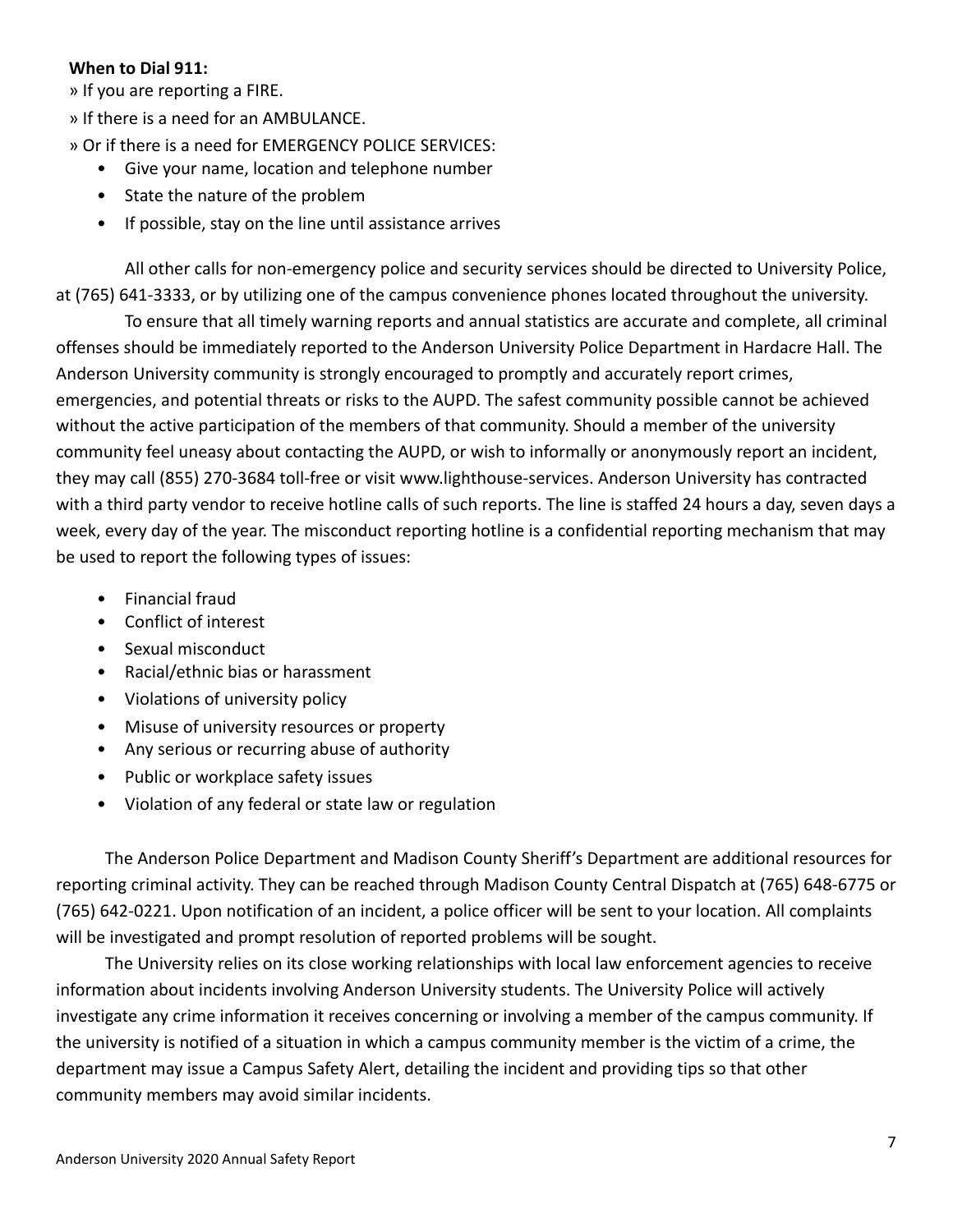**When to Dial 911:**

» If you are reporting a FIRE.

» If there is a need for an AMBULANCE.

» Or if there is a need for EMERGENCY POLICE SERVICES:

- Give your name, location and telephone number
- State the nature of the problem
- If possible, stay on the line until assistance arrives

All other calls for non-emergency police and security services should be directed to University Police, at (765) 641-3333, or by utilizing one of the campus convenience phones located throughout the university.

To ensure that all timely warning reports and annual statistics are accurate and complete, all criminal offenses should be immediately reported to the Anderson University Police Department in Hardacre Hall. The Anderson University community is strongly encouraged to promptly and accurately report crimes, emergencies, and potential threats or risks to the AUPD. The safest community possible cannot be achieved without the active participation of the members of that community. Should a member of the university community feel uneasy about contacting the AUPD, or wish to informally or anonymously report an incident, they may call (855) 270-3684 toll-free or visit www.lighthouse-services. Anderson University has contracted with a third party vendor to receive hotline calls of such reports. The line is staffed 24 hours a day, seven days a week, every day of the year. The misconduct reporting hotline is a confidential reporting mechanism that may be used to report the following types of issues:

- Financial fraud
- Conflict of interest
- Sexual misconduct
- Racial/ethnic bias or harassment
- Violations of university policy
- Misuse of university resources or property
- Any serious or recurring abuse of authority
- Public or workplace safety issues
- Violation of any federal or state law or regulation

The Anderson Police Department and Madison County Sheriff's Department are additional resources for reporting criminal activity. They can be reached through Madison County Central Dispatch at (765) 648-6775 or (765) 642-0221. Upon notification of an incident, a police officer will be sent to your location. All complaints will be investigated and prompt resolution of reported problems will be sought.

The University relies on its close working relationships with local law enforcement agencies to receive information about incidents involving Anderson University students. The University Police will actively investigate any crime information it receives concerning or involving a member of the campus community. If the university is notified of a situation in which a campus community member is the victim of a crime, the department may issue a Campus Safety Alert, detailing the incident and providing tips so that other community members may avoid similar incidents.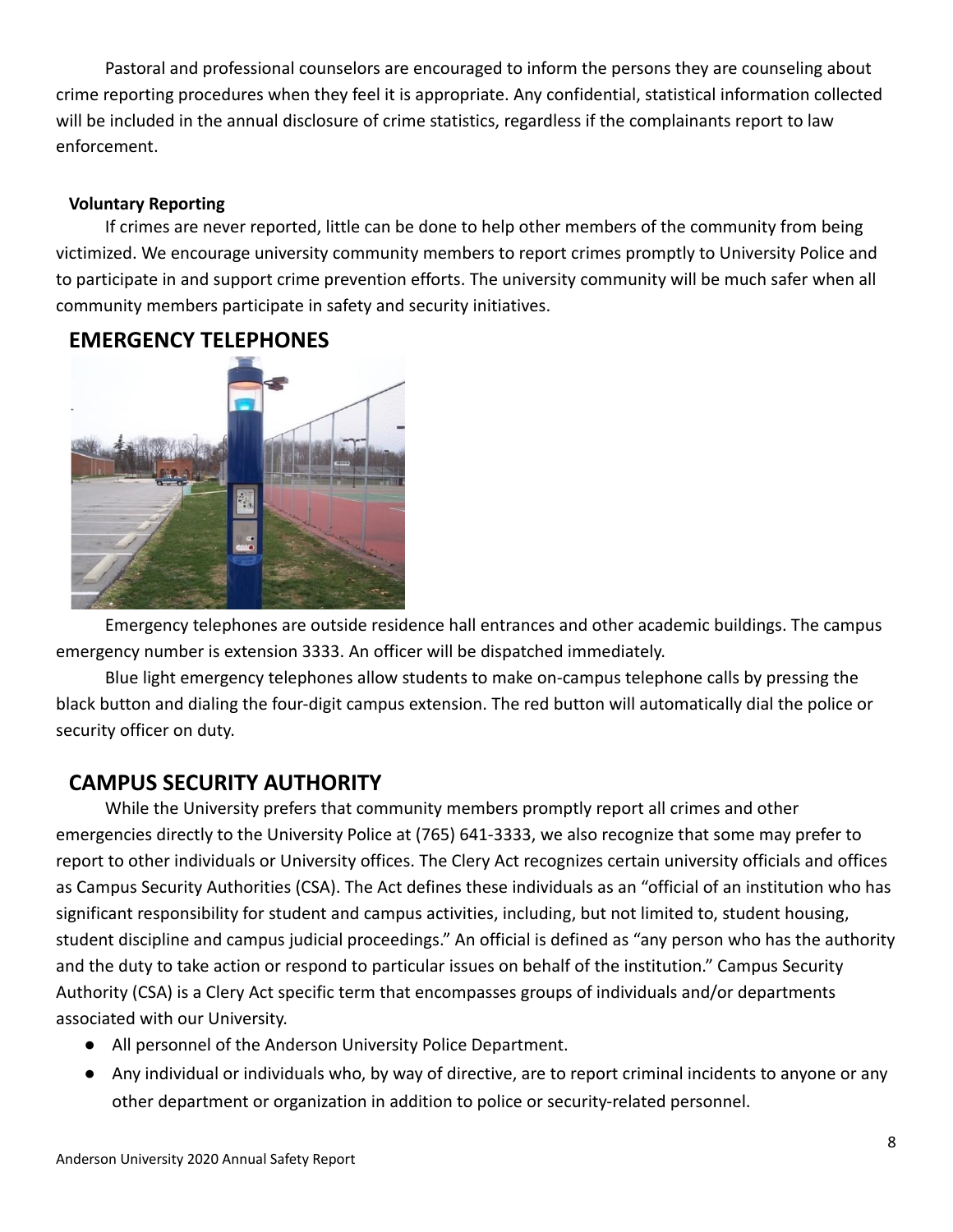Pastoral and professional counselors are encouraged to inform the persons they are counseling about crime reporting procedures when they feel it is appropriate. Any confidential, statistical information collected will be included in the annual disclosure of crime statistics, regardless if the complainants report to law enforcement.

**Voluntary Reporting**

If crimes are never reported, little can be done to help other members of the community from being victimized. We encourage university community members to report crimes promptly to University Police and to participate in and support crime prevention efforts. The university community will be much safer when all community members participate in safety and security initiatives.

## EMERGENCY TELEPHONES

Emergency telephones are outside residence hall entrances and other academic buildings. The campus emergency number is extension 3333. An officer will be dispatched immediately.

Blue light emergency telephones allow students to make on-campus telephone calls by pressing the black button and dialing the four-digit campus extension. The red button will automatically dial the police or security officer on duty.

## CAMPUS SECURITY AUTHORITY

While the University prefers that community members promptly report all crimes and other emergencies directly to the University Police at (765) 641-3333, we also recognize that some may prefer to report to other individuals or University offices. The Clery Act recognizes certain university officials and offices as Campus Security Authorities (CSA). The Act defines these individuals as an "official of an institution who has significant responsibility for student and campus activities, including, but not limited to, student housing, student discipline and campus judicial proceedings." An official is defined as "any person who has the authority and the duty to take action or respond to particular issues on behalf of the institution." Campus Security Authority (CSA) is a Clery Act specific term that encompasses groups of individuals and/or departments associated with our University.

- All personnel of the Anderson University Police Department.
- Any individual or individuals who, by way of directive, are to report criminal incidents to anyone or any other department or organization in addition to police or security-related personnel.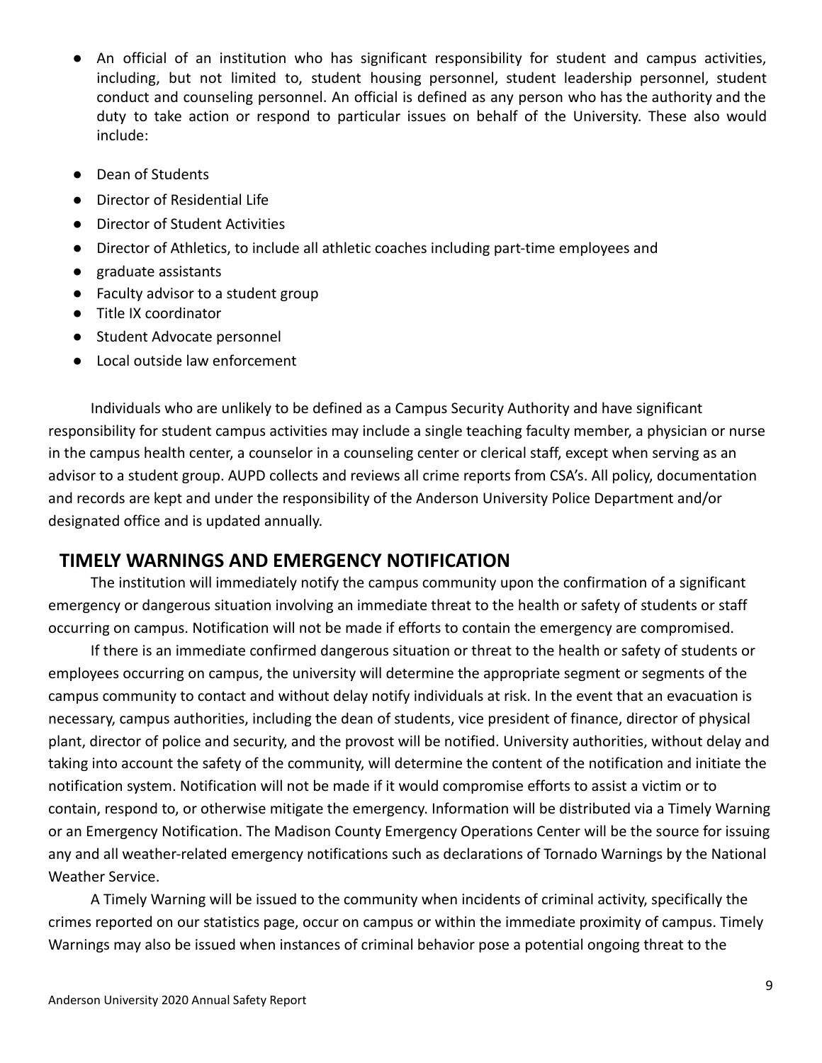- An official of an institution who has significant responsibility for student and campus activities, including, but not limited to, student housing personnel, student leadership personnel, student conduct and counseling personnel. An official is defined as any person who has the authority and the duty to take action or respond to particular issues on behalf of the University. These also would include:
- Dean of Students
- Director of Residential Life
- Director of Student Activities
- Director of Athletics, to include all athletic coaches including part-time employees and
- graduate assistants
- Faculty advisor to a student group
- Title IX coordinator
- Student Advocate personnel
- Local outside law enforcement

Individuals who are unlikely to be defined as a Campus Security Authority and have significant responsibility for student campus activities may include a single teaching faculty member, a physician or nurse in the campus health center, a counselor in a counseling center or clerical staff, except when serving as an advisor to a student group. AUPD collects and reviews all crime reports from CSA's. All policy, documentation and records are kept and under the responsibility of the Anderson University Police Department and/or designated office and is updated annually.

## TIMELY WARNINGS AND EMERGENCY NOTIFICATION

The institution will immediately notify the campus community upon the confirmation of a significant emergency or dangerous situation involving an immediate threat to the health or safety of students or staff occurring on campus. Notification will not be made if efforts to contain the emergency are compromised.

If there is an immediate confirmed dangerous situation or threat to the health or safety of students or employees occurring on campus, the university will determine the appropriate segment or segments of the campus community to contact and without delay notify individuals at risk. In the event that an evacuation is necessary, campus authorities, including the dean of students, vice president of finance, director of physical plant, director of police and security, and the provost will be notified. University authorities, without delay and taking into account the safety of the community, will determine the content of the notification and initiate the notification system. Notification will not be made if it would compromise efforts to assist a victim or to contain, respond to, or otherwise mitigate the emergency. Information will be distributed via a Timely Warning or an Emergency Notification. The Madison County Emergency Operations Center will be the source for issuing any and all weather-related emergency notifications such as declarations of Tornado Warnings by the National Weather Service.

A Timely Warning will be issued to the community when incidents of criminal activity, specifically the crimes reported on our statistics page, occur on campus or within the immediate proximity of campus. Timely Warnings may also be issued when instances of criminal behavior pose a potential ongoing threat to the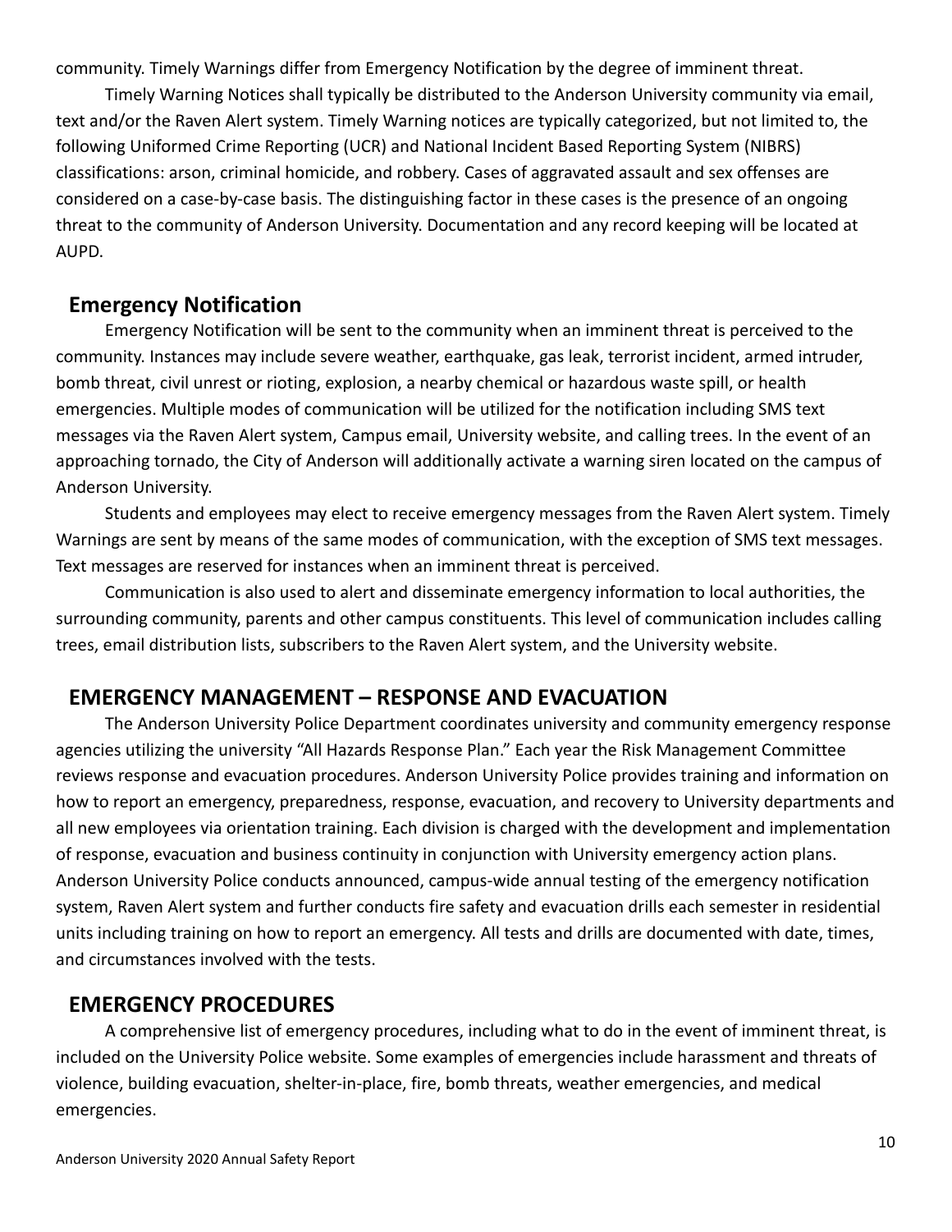community. Timely Warnings differ from Emergency Notification by the degree of imminent threat.

Timely Warning Notices shall typically be distributed to the Anderson University community via email, text and/or the Raven Alert system. Timely Warning notices are typically categorized, but not limited to, the following Uniformed Crime Reporting (UCR) and National Incident Based Reporting System (NIBRS) classifications: arson, criminal homicide, and robbery. Cases of aggravated assault and sex offenses are considered on a case-by-case basis. The distinguishing factor in these cases is the presence of an ongoing threat to the community of Anderson University. Documentation and any record keeping will be located at AUPD.

## Emergency Notification

Emergency Notification will be sent to the community when an imminent threat is perceived to the community. Instances may include severe weather, earthquake, gas leak, terrorist incident, armed intruder, bomb threat, civil unrest or rioting, explosion, a nearby chemical or hazardous waste spill, or health emergencies. Multiple modes of communication will be utilized for the notification including SMS text messages via the Raven Alert system, Campus email, University website, and calling trees. In the event of an approaching tornado, the City of Anderson will additionally activate a warning siren located on the campus of Anderson University.

Students and employees may elect to receive emergency messages from the Raven Alert system. Timely Warnings are sent by means of the same modes of communication, with the exception of SMS text messages. Text messages are reserved for instances when an imminent threat is perceived.

Communication is also used to alert and disseminate emergency information to local authorities, the surrounding community, parents and other campus constituents. This level of communication includes calling trees, email distribution lists, subscribers to the Raven Alert system, and the University website.

## EMERGENCY MANAGEMENT – RESPONSE AND EVACUATION

The Anderson University Police Department coordinates university and community emergency response agencies utilizing the university "All Hazards Response Plan." Each year the Risk Management Committee reviews response and evacuation procedures. Anderson University Police provides training and information on how to report an emergency, preparedness, response, evacuation, and recovery to University departments and all new employees via orientation training. Each division is charged with the development and implementation of response, evacuation and business continuity in conjunction with University emergency action plans. Anderson University Police conducts announced, campus-wide annual testing of the emergency notification system, Raven Alert system and further conducts fire safety and evacuation drills each semester in residential units including training on how to report an emergency. All tests and drills are documented with date, times, and circumstances involved with the tests.

## EMERGENCY PROCEDURES

A comprehensive list of emergency procedures, including what to do in the event of imminent threat, is included on the University Police website. Some examples of emergencies include harassment and threats of violence, building evacuation, shelter-in-place, fire, bomb threats, weather emergencies, and medical emergencies.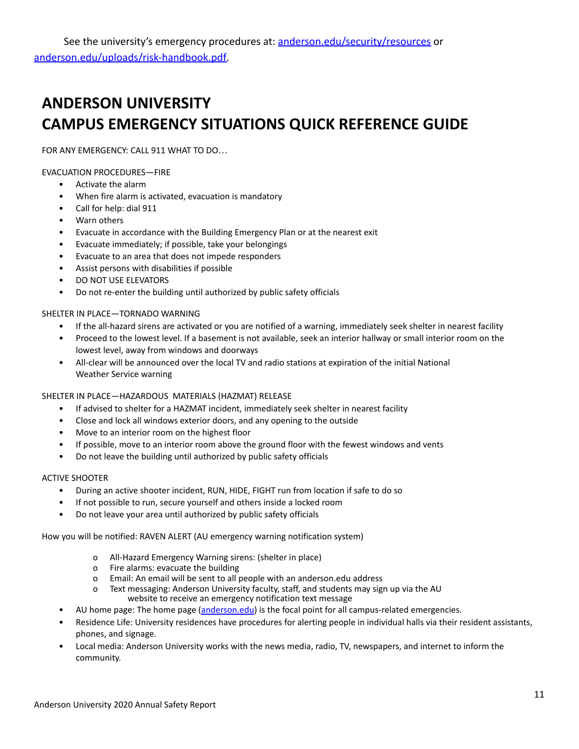See the university's emergency procedures at: [anderson.edu/security/resources](anderson.edu/security/resources) or [anderson.edu/uploads/risk-handbook.pdf](anderson.edu/uploads/risk-handbook.pdf).

# ANDERSON UNIVERSITY
# CAMPUS EMERGENCY SITUATIONS QUICK REFERENCE GUIDE

FOR ANY EMERGENCY: CALL 911 WHAT TO DO…

EVACUATION PROCEDURES—FIRE

- Activate the alarm
- When fire alarm is activated, evacuation is mandatory
- Call for help: dial 911
- Warn others
- Evacuate in accordance with the Building Emergency Plan or at the nearest exit
- Evacuate immediately; if possible, take your belongings
- Evacuate to an area that does not impede responders
- Assist persons with disabilities if possible
- DO NOT USE ELEVATORS
- Do not re-enter the building until authorized by public safety officials

SHELTER IN PLACE—TORNADO WARNING

- If the all-hazard sirens are activated or you are notified of a warning, immediately seek shelter in nearest facility
- Proceed to the lowest level. If a basement is not available, seek an interior hallway or small interior room on the lowest level, away from windows and doorways
- All-clear will be announced over the local TV and radio stations at expiration of the initial National Weather Service warning

SHELTER IN PLACE—HAZARDOUS MATERIALS (HAZMAT) RELEASE

- If advised to shelter for a HAZMAT incident, immediately seek shelter in nearest facility
- Close and lock all windows exterior doors, and any opening to the outside
- Move to an interior room on the highest floor
- If possible, move to an interior room above the ground floor with the fewest windows and vents
- Do not leave the building until authorized by public safety officials

ACTIVE SHOOTER

- During an active shooter incident, RUN, HIDE, FIGHT run from location if safe to do so
- If not possible to run, secure yourself and others inside a locked room
- Do not leave your area until authorized by public safety officials

How you will be notified: RAVEN ALERT (AU emergency warning notification system)

  - All-Hazard Emergency Warning sirens: (shelter in place)
  - Fire alarms: evacuate the building
  - Email: An email will be sent to all people with an anderson.edu address
  - Text messaging: Anderson University faculty, staff, and students may sign up via the AU website to receive an emergency notification text message
- AU home page: The home page ([anderson.edu](anderson.edu)) is the focal point for all campus-related emergencies.
- Residence Life: University residences have procedures for alerting people in individual halls via their resident assistants, phones, and signage.
- Local media: Anderson University works with the news media, radio, TV, newspapers, and internet to inform the community.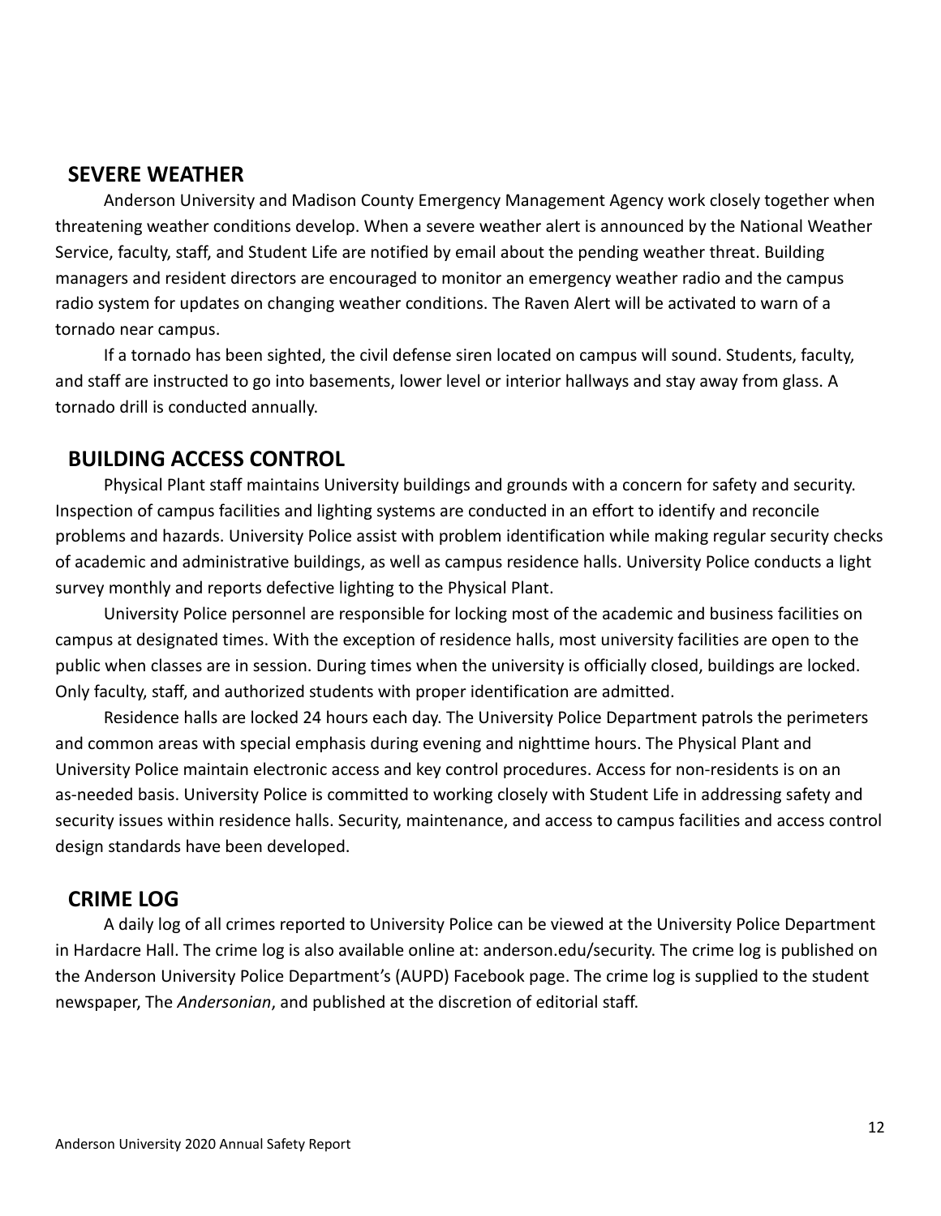## SEVERE WEATHER

Anderson University and Madison County Emergency Management Agency work closely together when threatening weather conditions develop. When a severe weather alert is announced by the National Weather Service, faculty, staff, and Student Life are notified by email about the pending weather threat. Building managers and resident directors are encouraged to monitor an emergency weather radio and the campus radio system for updates on changing weather conditions. The Raven Alert will be activated to warn of a tornado near campus.

If a tornado has been sighted, the civil defense siren located on campus will sound. Students, faculty, and staff are instructed to go into basements, lower level or interior hallways and stay away from glass. A tornado drill is conducted annually.

## BUILDING ACCESS CONTROL

Physical Plant staff maintains University buildings and grounds with a concern for safety and security. Inspection of campus facilities and lighting systems are conducted in an effort to identify and reconcile problems and hazards. University Police assist with problem identification while making regular security checks of academic and administrative buildings, as well as campus residence halls. University Police conducts a light survey monthly and reports defective lighting to the Physical Plant.

University Police personnel are responsible for locking most of the academic and business facilities on campus at designated times. With the exception of residence halls, most university facilities are open to the public when classes are in session. During times when the university is officially closed, buildings are locked. Only faculty, staff, and authorized students with proper identification are admitted.

Residence halls are locked 24 hours each day. The University Police Department patrols the perimeters and common areas with special emphasis during evening and nighttime hours. The Physical Plant and University Police maintain electronic access and key control procedures. Access for non-residents is on an as-needed basis. University Police is committed to working closely with Student Life in addressing safety and security issues within residence halls. Security, maintenance, and access to campus facilities and access control design standards have been developed.

## CRIME LOG

A daily log of all crimes reported to University Police can be viewed at the University Police Department in Hardacre Hall. The crime log is also available online at: anderson.edu/security. The crime log is published on the Anderson University Police Department's (AUPD) Facebook page. The crime log is supplied to the student newspaper, The *Andersonian*, and published at the discretion of editorial staff.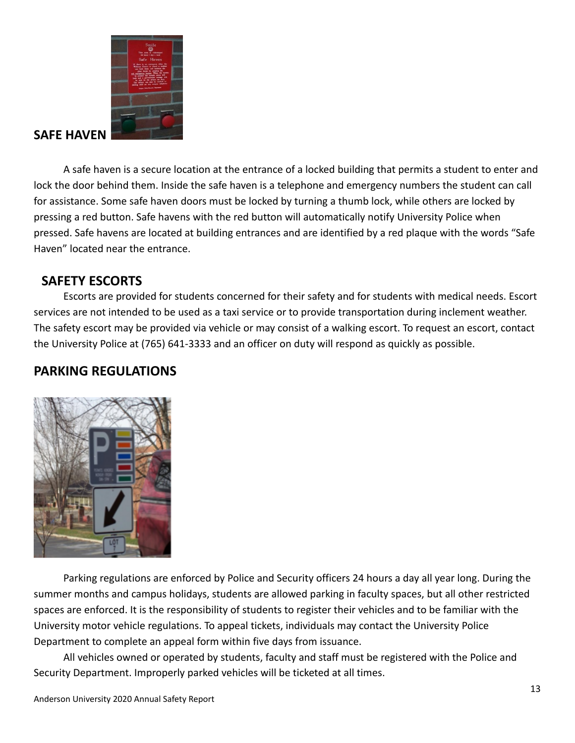## SAFE HAVEN

A safe haven is a secure location at the entrance of a locked building that permits a student to enter and lock the door behind them. Inside the safe haven is a telephone and emergency numbers the student can call for assistance. Some safe haven doors must be locked by turning a thumb lock, while others are locked by pressing a red button. Safe havens with the red button will automatically notify University Police when pressed. Safe havens are located at building entrances and are identified by a red plaque with the words "Safe Haven" located near the entrance.

## SAFETY ESCORTS

Escorts are provided for students concerned for their safety and for students with medical needs. Escort services are not intended to be used as a taxi service or to provide transportation during inclement weather. The safety escort may be provided via vehicle or may consist of a walking escort. To request an escort, contact the University Police at (765) 641-3333 and an officer on duty will respond as quickly as possible.

## PARKING REGULATIONS

Parking regulations are enforced by Police and Security officers 24 hours a day all year long. During the summer months and campus holidays, students are allowed parking in faculty spaces, but all other restricted spaces are enforced. It is the responsibility of students to register their vehicles and to be familiar with the University motor vehicle regulations. To appeal tickets, individuals may contact the University Police Department to complete an appeal form within five days from issuance.

All vehicles owned or operated by students, faculty and staff must be registered with the Police and Security Department. Improperly parked vehicles will be ticketed at all times.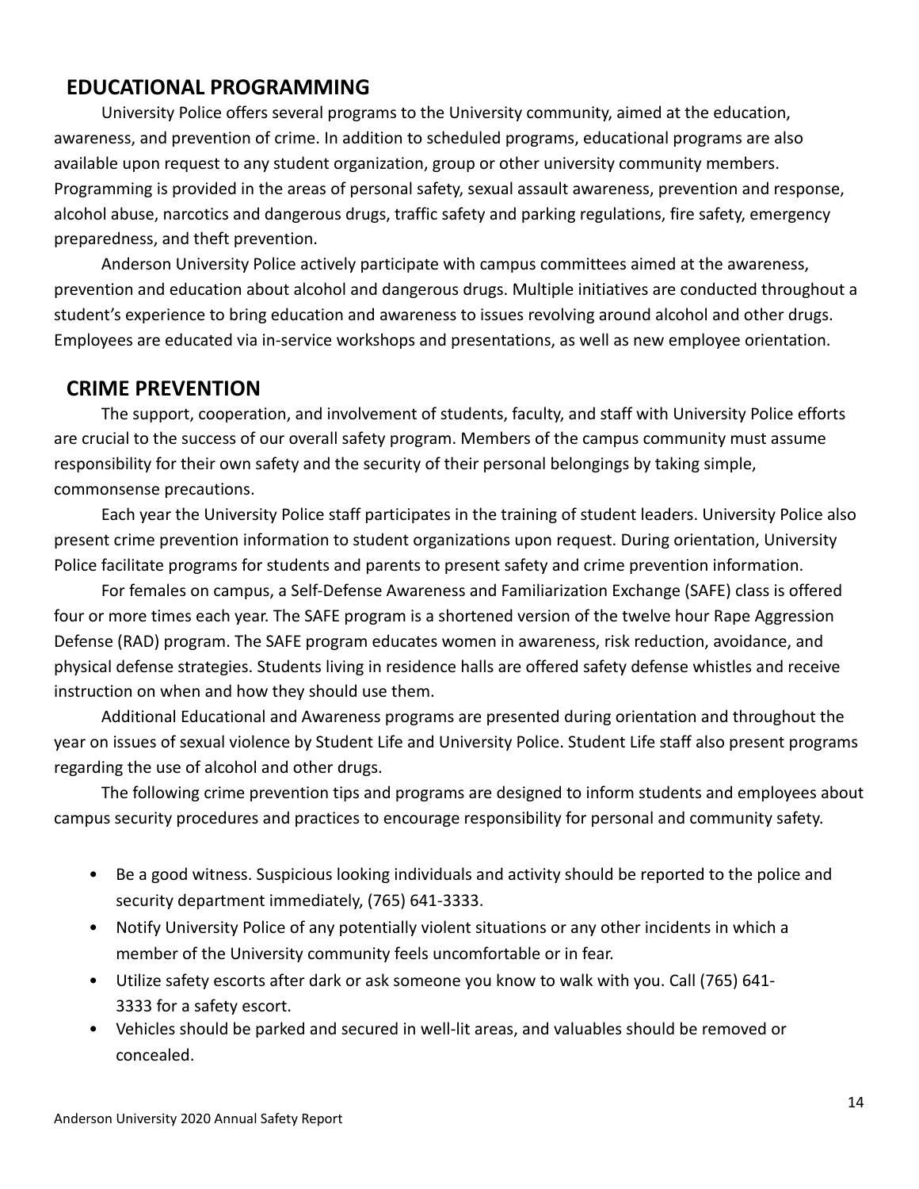## EDUCATIONAL PROGRAMMING

University Police offers several programs to the University community, aimed at the education, awareness, and prevention of crime. In addition to scheduled programs, educational programs are also available upon request to any student organization, group or other university community members. Programming is provided in the areas of personal safety, sexual assault awareness, prevention and response, alcohol abuse, narcotics and dangerous drugs, traffic safety and parking regulations, fire safety, emergency preparedness, and theft prevention.

Anderson University Police actively participate with campus committees aimed at the awareness, prevention and education about alcohol and dangerous drugs. Multiple initiatives are conducted throughout a student's experience to bring education and awareness to issues revolving around alcohol and other drugs. Employees are educated via in-service workshops and presentations, as well as new employee orientation.

## CRIME PREVENTION

The support, cooperation, and involvement of students, faculty, and staff with University Police efforts are crucial to the success of our overall safety program. Members of the campus community must assume responsibility for their own safety and the security of their personal belongings by taking simple, commonsense precautions.

Each year the University Police staff participates in the training of student leaders. University Police also present crime prevention information to student organizations upon request. During orientation, University Police facilitate programs for students and parents to present safety and crime prevention information.

For females on campus, a Self-Defense Awareness and Familiarization Exchange (SAFE) class is offered four or more times each year. The SAFE program is a shortened version of the twelve hour Rape Aggression Defense (RAD) program. The SAFE program educates women in awareness, risk reduction, avoidance, and physical defense strategies. Students living in residence halls are offered safety defense whistles and receive instruction on when and how they should use them.

Additional Educational and Awareness programs are presented during orientation and throughout the year on issues of sexual violence by Student Life and University Police. Student Life staff also present programs regarding the use of alcohol and other drugs.

The following crime prevention tips and programs are designed to inform students and employees about campus security procedures and practices to encourage responsibility for personal and community safety.

- Be a good witness. Suspicious looking individuals and activity should be reported to the police and security department immediately, (765) 641-3333.
- Notify University Police of any potentially violent situations or any other incidents in which a member of the University community feels uncomfortable or in fear.
- Utilize safety escorts after dark or ask someone you know to walk with you. Call (765) 641-3333 for a safety escort.
- Vehicles should be parked and secured in well-lit areas, and valuables should be removed or concealed.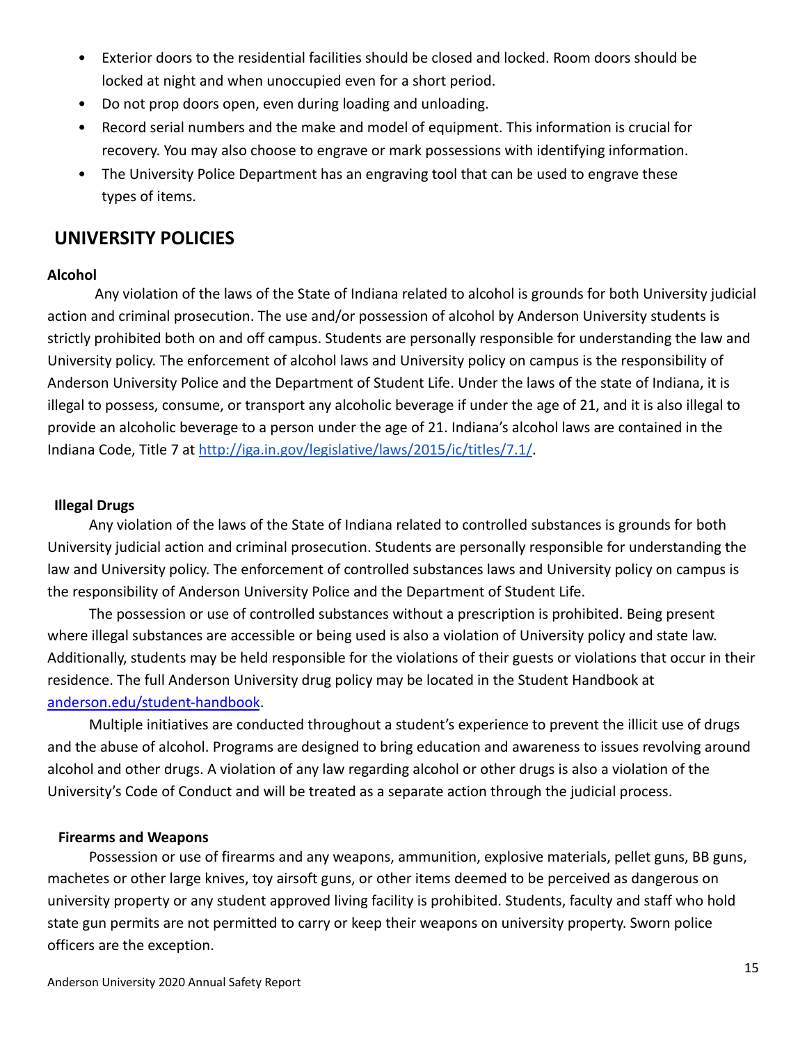- Exterior doors to the residential facilities should be closed and locked. Room doors should be locked at night and when unoccupied even for a short period.
- Do not prop doors open, even during loading and unloading.
- Record serial numbers and the make and model of equipment. This information is crucial for recovery. You may also choose to engrave or mark possessions with identifying information.
- The University Police Department has an engraving tool that can be used to engrave these types of items.

## UNIVERSITY POLICIES

### Alcohol

Any violation of the laws of the State of Indiana related to alcohol is grounds for both University judicial action and criminal prosecution. The use and/or possession of alcohol by Anderson University students is strictly prohibited both on and off campus. Students are personally responsible for understanding the law and University policy. The enforcement of alcohol laws and University policy on campus is the responsibility of Anderson University Police and the Department of Student Life. Under the laws of the state of Indiana, it is illegal to possess, consume, or transport any alcoholic beverage if under the age of 21, and it is also illegal to provide an alcoholic beverage to a person under the age of 21. Indiana's alcohol laws are contained in the Indiana Code, Title 7 at http://iga.in.gov/legislative/laws/2015/ic/titles/7.1/.

### Illegal Drugs

Any violation of the laws of the State of Indiana related to controlled substances is grounds for both University judicial action and criminal prosecution. Students are personally responsible for understanding the law and University policy. The enforcement of controlled substances laws and University policy on campus is the responsibility of Anderson University Police and the Department of Student Life.

The possession or use of controlled substances without a prescription is prohibited. Being present where illegal substances are accessible or being used is also a violation of University policy and state law. Additionally, students may be held responsible for the violations of their guests or violations that occur in their residence. The full Anderson University drug policy may be located in the Student Handbook at anderson.edu/student-handbook.

Multiple initiatives are conducted throughout a student's experience to prevent the illicit use of drugs and the abuse of alcohol. Programs are designed to bring education and awareness to issues revolving around alcohol and other drugs. A violation of any law regarding alcohol or other drugs is also a violation of the University's Code of Conduct and will be treated as a separate action through the judicial process.

### Firearms and Weapons

Possession or use of firearms and any weapons, ammunition, explosive materials, pellet guns, BB guns, machetes or other large knives, toy airsoft guns, or other items deemed to be perceived as dangerous on university property or any student approved living facility is prohibited. Students, faculty and staff who hold state gun permits are not permitted to carry or keep their weapons on university property. Sworn police officers are the exception.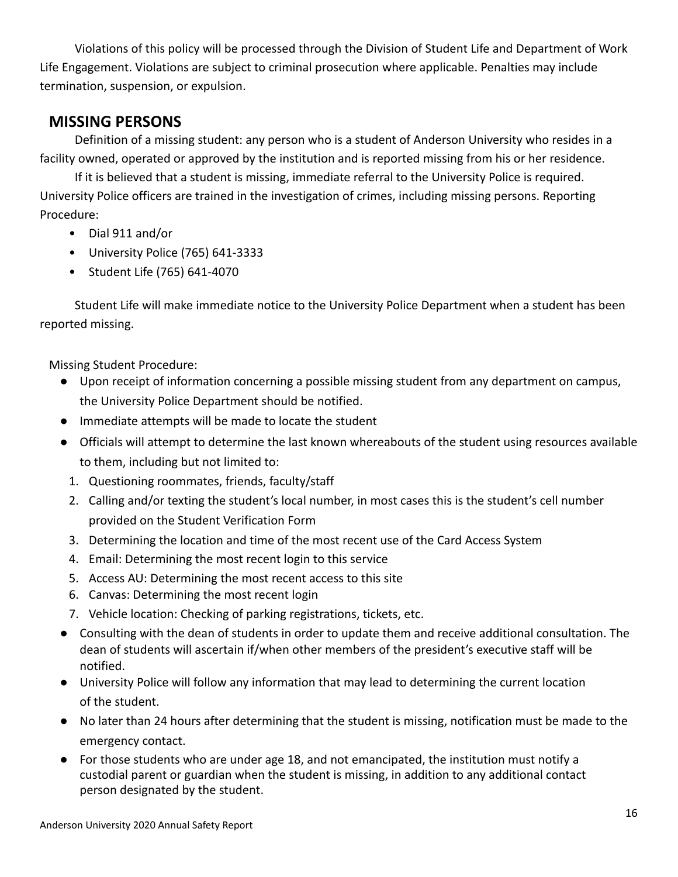Violations of this policy will be processed through the Division of Student Life and Department of Work Life Engagement. Violations are subject to criminal prosecution where applicable. Penalties may include termination, suspension, or expulsion.

## MISSING PERSONS

Definition of a missing student: any person who is a student of Anderson University who resides in a facility owned, operated or approved by the institution and is reported missing from his or her residence.

If it is believed that a student is missing, immediate referral to the University Police is required. University Police officers are trained in the investigation of crimes, including missing persons. Reporting Procedure:

- Dial 911 and/or
- University Police (765) 641-3333
- Student Life (765) 641-4070

Student Life will make immediate notice to the University Police Department when a student has been reported missing.

Missing Student Procedure:

- Upon receipt of information concerning a possible missing student from any department on campus, the University Police Department should be notified.
- Immediate attempts will be made to locate the student
- Officials will attempt to determine the last known whereabouts of the student using resources available to them, including but not limited to:
  1. Questioning roommates, friends, faculty/staff
  2. Calling and/or texting the student's local number, in most cases this is the student's cell number provided on the Student Verification Form
  3. Determining the location and time of the most recent use of the Card Access System
  4. Email: Determining the most recent login to this service
  5. Access AU: Determining the most recent access to this site
  6. Canvas: Determining the most recent login
  7. Vehicle location: Checking of parking registrations, tickets, etc.
- Consulting with the dean of students in order to update them and receive additional consultation. The dean of students will ascertain if/when other members of the president's executive staff will be notified.
- University Police will follow any information that may lead to determining the current location of the student.
- No later than 24 hours after determining that the student is missing, notification must be made to the emergency contact.
- For those students who are under age 18, and not emancipated, the institution must notify a custodial parent or guardian when the student is missing, in addition to any additional contact person designated by the student.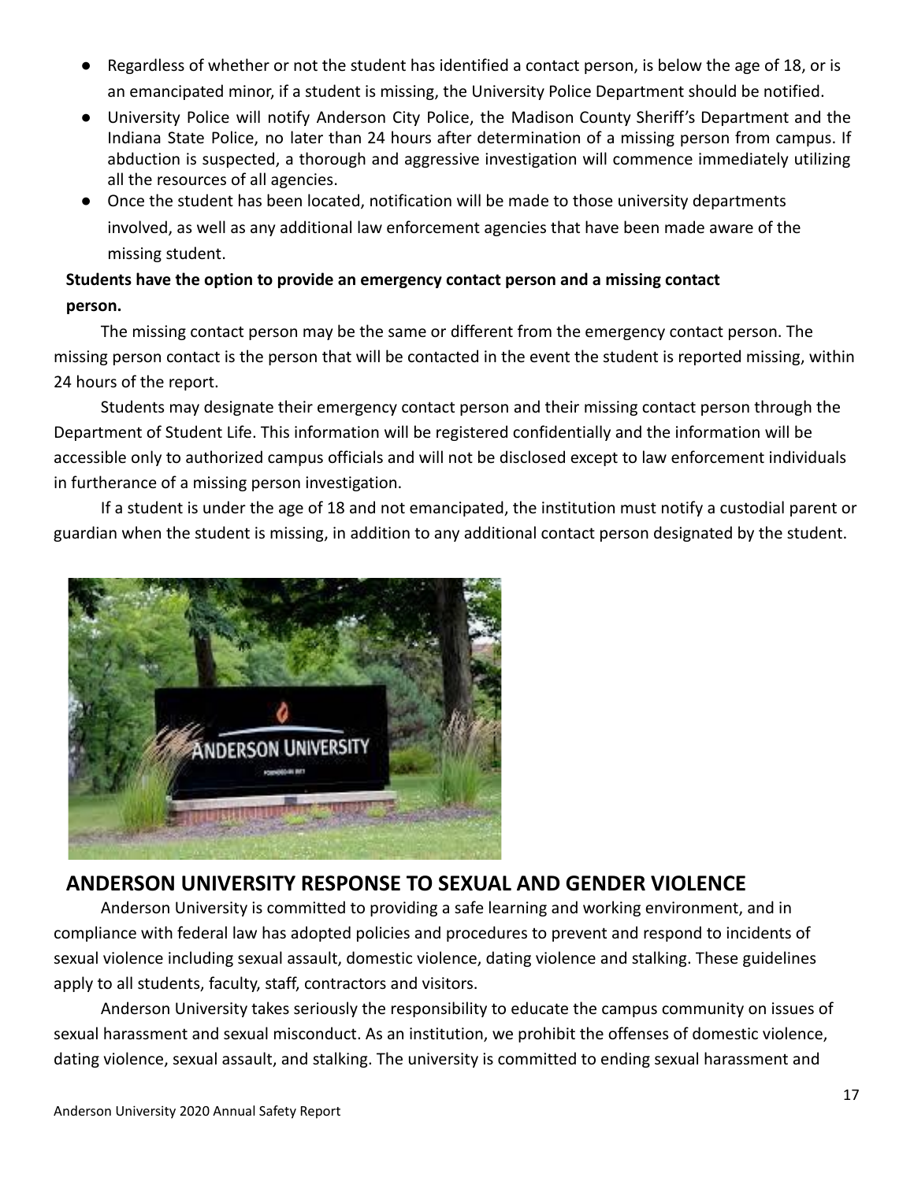- Regardless of whether or not the student has identified a contact person, is below the age of 18, or is an emancipated minor, if a student is missing, the University Police Department should be notified.
- University Police will notify Anderson City Police, the Madison County Sheriff's Department and the Indiana State Police, no later than 24 hours after determination of a missing person from campus. If abduction is suspected, a thorough and aggressive investigation will commence immediately utilizing all the resources of all agencies.
- Once the student has been located, notification will be made to those university departments involved, as well as any additional law enforcement agencies that have been made aware of the missing student.

**Students have the option to provide an emergency contact person and a missing contact person.**

The missing contact person may be the same or different from the emergency contact person. The missing person contact is the person that will be contacted in the event the student is reported missing, within 24 hours of the report.

Students may designate their emergency contact person and their missing contact person through the Department of Student Life. This information will be registered confidentially and the information will be accessible only to authorized campus officials and will not be disclosed except to law enforcement individuals in furtherance of a missing person investigation.

If a student is under the age of 18 and not emancipated, the institution must notify a custodial parent or guardian when the student is missing, in addition to any additional contact person designated by the student.

## ANDERSON UNIVERSITY RESPONSE TO SEXUAL AND GENDER VIOLENCE

Anderson University is committed to providing a safe learning and working environment, and in compliance with federal law has adopted policies and procedures to prevent and respond to incidents of sexual violence including sexual assault, domestic violence, dating violence and stalking. These guidelines apply to all students, faculty, staff, contractors and visitors.

Anderson University takes seriously the responsibility to educate the campus community on issues of sexual harassment and sexual misconduct. As an institution, we prohibit the offenses of domestic violence, dating violence, sexual assault, and stalking. The university is committed to ending sexual harassment and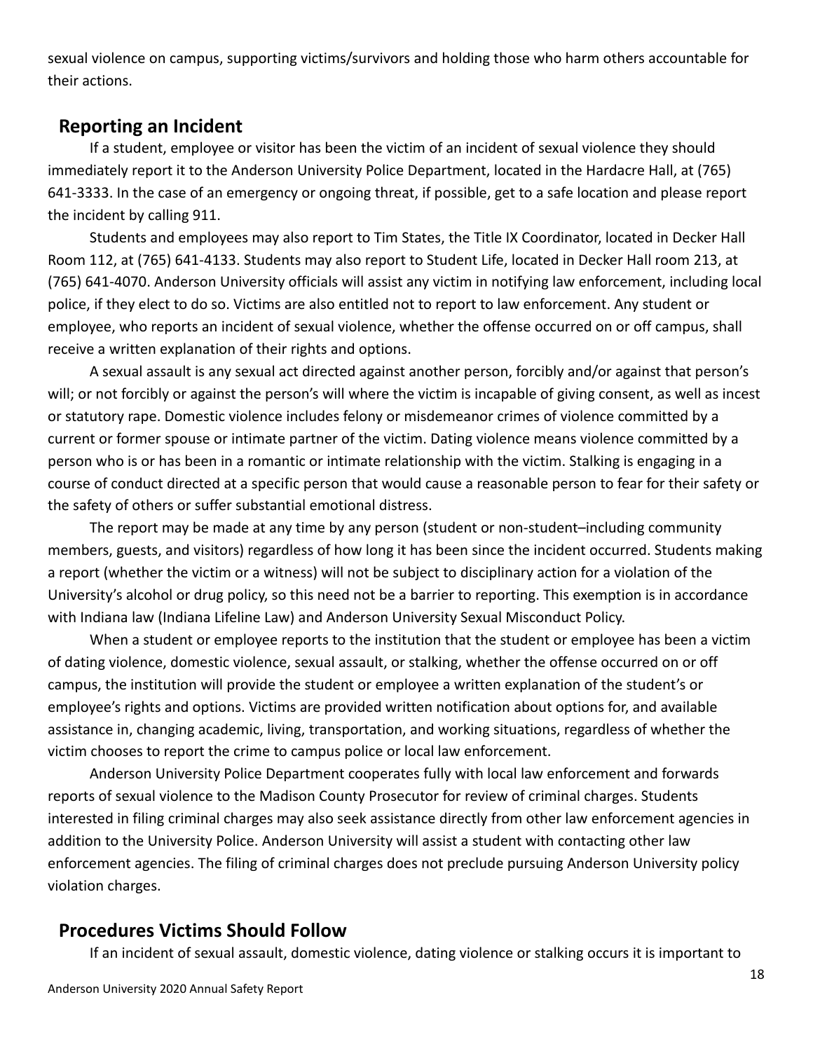sexual violence on campus, supporting victims/survivors and holding those who harm others accountable for their actions.

## Reporting an Incident

If a student, employee or visitor has been the victim of an incident of sexual violence they should immediately report it to the Anderson University Police Department, located in the Hardacre Hall, at (765) 641-3333. In the case of an emergency or ongoing threat, if possible, get to a safe location and please report the incident by calling 911.

Students and employees may also report to Tim States, the Title IX Coordinator, located in Decker Hall Room 112, at (765) 641-4133. Students may also report to Student Life, located in Decker Hall room 213, at (765) 641-4070. Anderson University officials will assist any victim in notifying law enforcement, including local police, if they elect to do so. Victims are also entitled not to report to law enforcement. Any student or employee, who reports an incident of sexual violence, whether the offense occurred on or off campus, shall receive a written explanation of their rights and options.

A sexual assault is any sexual act directed against another person, forcibly and/or against that person's will; or not forcibly or against the person's will where the victim is incapable of giving consent, as well as incest or statutory rape. Domestic violence includes felony or misdemeanor crimes of violence committed by a current or former spouse or intimate partner of the victim. Dating violence means violence committed by a person who is or has been in a romantic or intimate relationship with the victim. Stalking is engaging in a course of conduct directed at a specific person that would cause a reasonable person to fear for their safety or the safety of others or suffer substantial emotional distress.

The report may be made at any time by any person (student or non-student–including community members, guests, and visitors) regardless of how long it has been since the incident occurred. Students making a report (whether the victim or a witness) will not be subject to disciplinary action for a violation of the University's alcohol or drug policy, so this need not be a barrier to reporting. This exemption is in accordance with Indiana law (Indiana Lifeline Law) and Anderson University Sexual Misconduct Policy.

When a student or employee reports to the institution that the student or employee has been a victim of dating violence, domestic violence, sexual assault, or stalking, whether the offense occurred on or off campus, the institution will provide the student or employee a written explanation of the student's or employee's rights and options. Victims are provided written notification about options for, and available assistance in, changing academic, living, transportation, and working situations, regardless of whether the victim chooses to report the crime to campus police or local law enforcement.

Anderson University Police Department cooperates fully with local law enforcement and forwards reports of sexual violence to the Madison County Prosecutor for review of criminal charges. Students interested in filing criminal charges may also seek assistance directly from other law enforcement agencies in addition to the University Police. Anderson University will assist a student with contacting other law enforcement agencies. The filing of criminal charges does not preclude pursuing Anderson University policy violation charges.

## Procedures Victims Should Follow

If an incident of sexual assault, domestic violence, dating violence or stalking occurs it is important to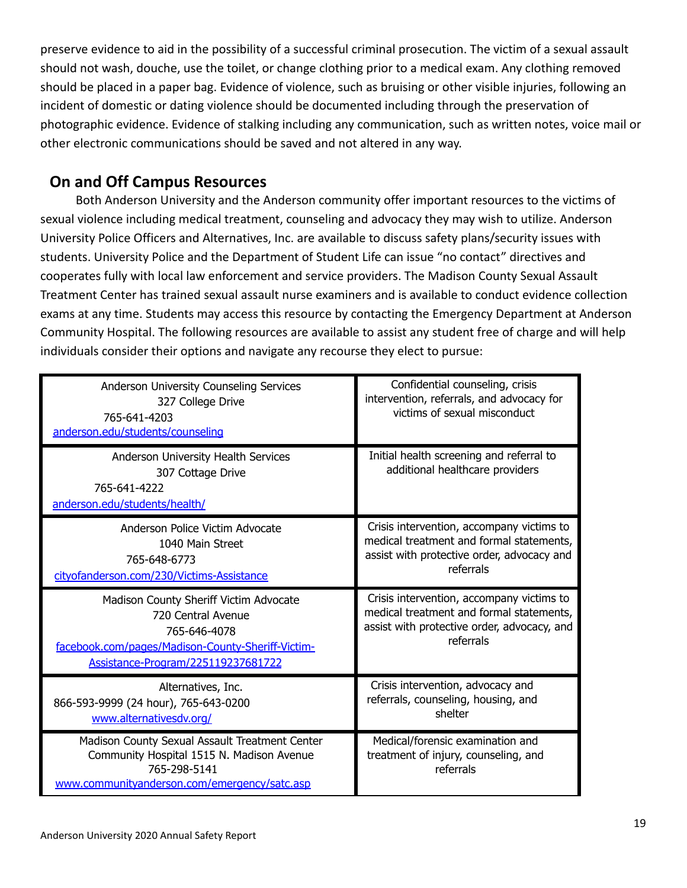preserve evidence to aid in the possibility of a successful criminal prosecution. The victim of a sexual assault should not wash, douche, use the toilet, or change clothing prior to a medical exam. Any clothing removed should be placed in a paper bag. Evidence of violence, such as bruising or other visible injuries, following an incident of domestic or dating violence should be documented including through the preservation of photographic evidence. Evidence of stalking including any communication, such as written notes, voice mail or other electronic communications should be saved and not altered in any way.

## On and Off Campus Resources

Both Anderson University and the Anderson community offer important resources to the victims of sexual violence including medical treatment, counseling and advocacy they may wish to utilize. Anderson University Police Officers and Alternatives, Inc. are available to discuss safety plans/security issues with students. University Police and the Department of Student Life can issue "no contact" directives and cooperates fully with local law enforcement and service providers. The Madison County Sexual Assault Treatment Center has trained sexual assault nurse examiners and is available to conduct evidence collection exams at any time. Students may access this resource by contacting the Emergency Department at Anderson Community Hospital. The following resources are available to assist any student free of charge and will help individuals consider their options and navigate any recourse they elect to pursue:

| Resource | Services |
| --- | --- |
| Anderson University Counseling Services<br>327 College Drive<br>765-641-4203<br>anderson.edu/students/counseling | Confidential counseling, crisis intervention, referrals, and advocacy for victims of sexual misconduct |
| Anderson University Health Services<br>307 Cottage Drive<br>765-641-4222<br>anderson.edu/students/health/ | Initial health screening and referral to additional healthcare providers |
| Anderson Police Victim Advocate<br>1040 Main Street<br>765-648-6773<br>cityofanderson.com/230/Victims-Assistance | Crisis intervention, accompany victims to medical treatment and formal statements, assist with protective order, advocacy and referrals |
| Madison County Sheriff Victim Advocate<br>720 Central Avenue<br>765-646-4078<br>facebook.com/pages/Madison-County-Sheriff-Victim-Assistance-Program/225119237681722 | Crisis intervention, accompany victims to medical treatment and formal statements, assist with protective order, advocacy, and referrals |
| Alternatives, Inc.<br>866-593-9999 (24 hour), 765-643-0200<br>www.alternativesdv.org/ | Crisis intervention, advocacy and referrals, counseling, housing, and shelter |
| Madison County Sexual Assault Treatment Center<br>Community Hospital 1515 N. Madison Avenue<br>765-298-5141<br>www.communityanderson.com/emergency/satc.asp | Medical/forensic examination and treatment of injury, counseling, and referrals |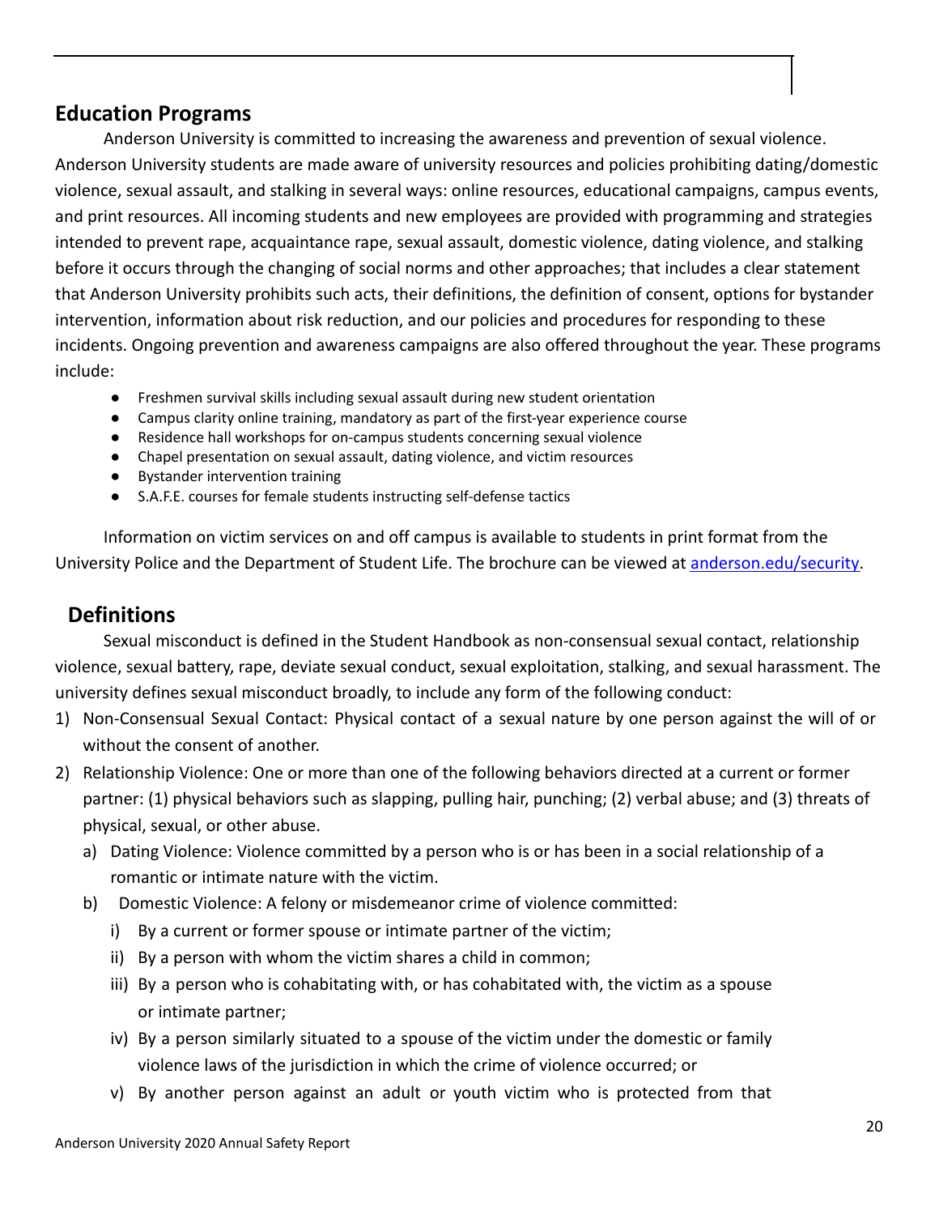## Education Programs

Anderson University is committed to increasing the awareness and prevention of sexual violence. Anderson University students are made aware of university resources and policies prohibiting dating/domestic violence, sexual assault, and stalking in several ways: online resources, educational campaigns, campus events, and print resources. All incoming students and new employees are provided with programming and strategies intended to prevent rape, acquaintance rape, sexual assault, domestic violence, dating violence, and stalking before it occurs through the changing of social norms and other approaches; that includes a clear statement that Anderson University prohibits such acts, their definitions, the definition of consent, options for bystander intervention, information about risk reduction, and our policies and procedures for responding to these incidents. Ongoing prevention and awareness campaigns are also offered throughout the year. These programs include:

- Freshmen survival skills including sexual assault during new student orientation
- Campus clarity online training, mandatory as part of the first-year experience course
- Residence hall workshops for on-campus students concerning sexual violence
- Chapel presentation on sexual assault, dating violence, and victim resources
- Bystander intervention training
- S.A.F.E. courses for female students instructing self-defense tactics

Information on victim services on and off campus is available to students in print format from the University Police and the Department of Student Life. The brochure can be viewed at [anderson.edu/security](anderson.edu/security).

## Definitions

Sexual misconduct is defined in the Student Handbook as non-consensual sexual contact, relationship violence, sexual battery, rape, deviate sexual conduct, sexual exploitation, stalking, and sexual harassment. The university defines sexual misconduct broadly, to include any form of the following conduct:

1) Non-Consensual Sexual Contact: Physical contact of a sexual nature by one person against the will of or without the consent of another.
2) Relationship Violence: One or more than one of the following behaviors directed at a current or former partner: (1) physical behaviors such as slapping, pulling hair, punching; (2) verbal abuse; and (3) threats of physical, sexual, or other abuse.
   a) Dating Violence: Violence committed by a person who is or has been in a social relationship of a romantic or intimate nature with the victim.
   b) Domestic Violence: A felony or misdemeanor crime of violence committed:
      i) By a current or former spouse or intimate partner of the victim;
      ii) By a person with whom the victim shares a child in common;
      iii) By a person who is cohabitating with, or has cohabitated with, the victim as a spouse or intimate partner;
      iv) By a person similarly situated to a spouse of the victim under the domestic or family violence laws of the jurisdiction in which the crime of violence occurred; or
      v) By another person against an adult or youth victim who is protected from that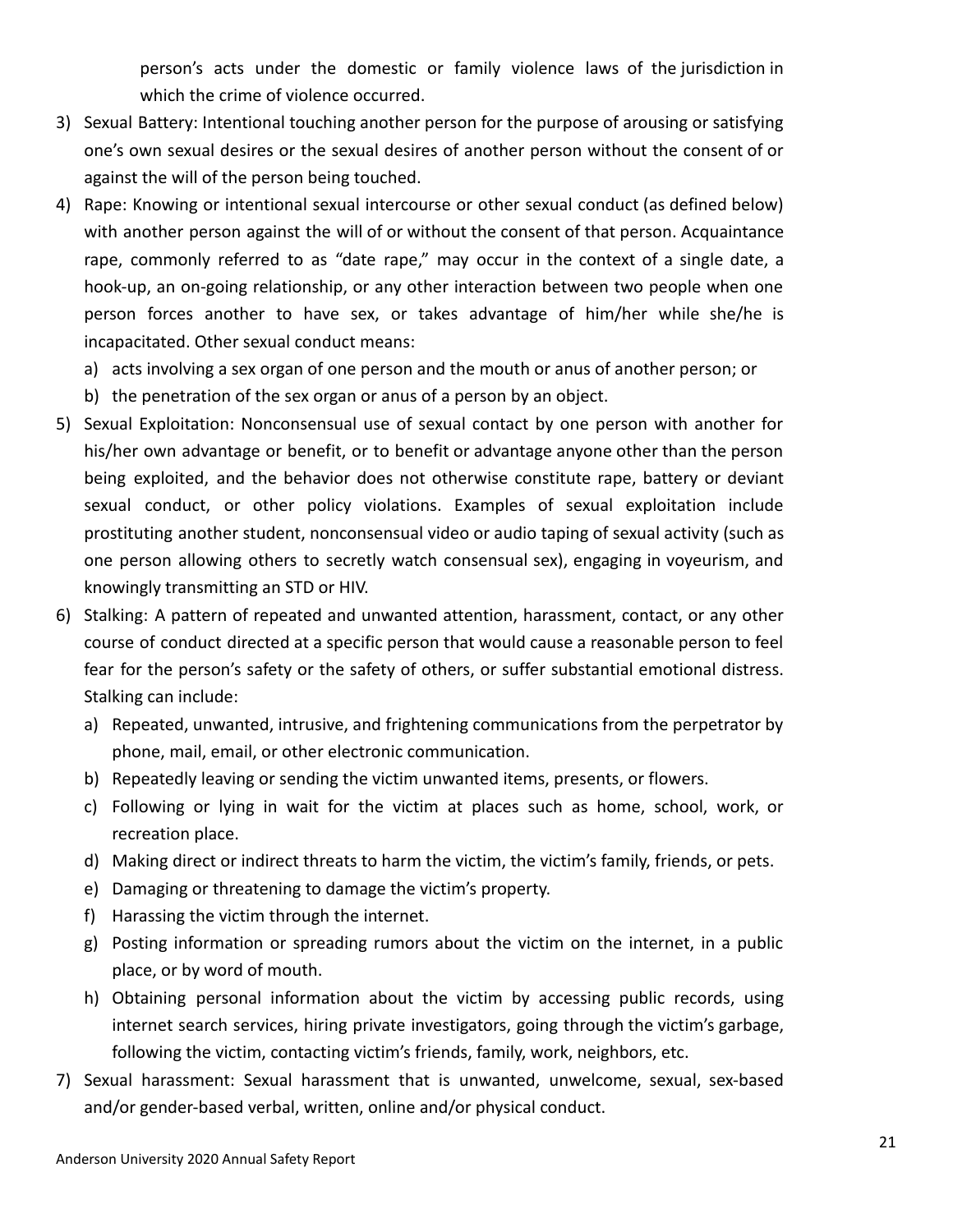person's acts under the domestic or family violence laws of the jurisdiction in which the crime of violence occurred.

3) Sexual Battery: Intentional touching another person for the purpose of arousing or satisfying one's own sexual desires or the sexual desires of another person without the consent of or against the will of the person being touched.
4) Rape: Knowing or intentional sexual intercourse or other sexual conduct (as defined below) with another person against the will of or without the consent of that person. Acquaintance rape, commonly referred to as "date rape," may occur in the context of a single date, a hook-up, an on-going relationship, or any other interaction between two people when one person forces another to have sex, or takes advantage of him/her while she/he is incapacitated. Other sexual conduct means:
   a) acts involving a sex organ of one person and the mouth or anus of another person; or
   b) the penetration of the sex organ or anus of a person by an object.
5) Sexual Exploitation: Nonconsensual use of sexual contact by one person with another for his/her own advantage or benefit, or to benefit or advantage anyone other than the person being exploited, and the behavior does not otherwise constitute rape, battery or deviant sexual conduct, or other policy violations. Examples of sexual exploitation include prostituting another student, nonconsensual video or audio taping of sexual activity (such as one person allowing others to secretly watch consensual sex), engaging in voyeurism, and knowingly transmitting an STD or HIV.
6) Stalking: A pattern of repeated and unwanted attention, harassment, contact, or any other course of conduct directed at a specific person that would cause a reasonable person to feel fear for the person's safety or the safety of others, or suffer substantial emotional distress. Stalking can include:
   a) Repeated, unwanted, intrusive, and frightening communications from the perpetrator by phone, mail, email, or other electronic communication.
   b) Repeatedly leaving or sending the victim unwanted items, presents, or flowers.
   c) Following or lying in wait for the victim at places such as home, school, work, or recreation place.
   d) Making direct or indirect threats to harm the victim, the victim's family, friends, or pets.
   e) Damaging or threatening to damage the victim's property.
   f) Harassing the victim through the internet.
   g) Posting information or spreading rumors about the victim on the internet, in a public place, or by word of mouth.
   h) Obtaining personal information about the victim by accessing public records, using internet search services, hiring private investigators, going through the victim's garbage, following the victim, contacting victim's friends, family, work, neighbors, etc.
7) Sexual harassment: Sexual harassment that is unwanted, unwelcome, sexual, sex-based and/or gender-based verbal, written, online and/or physical conduct.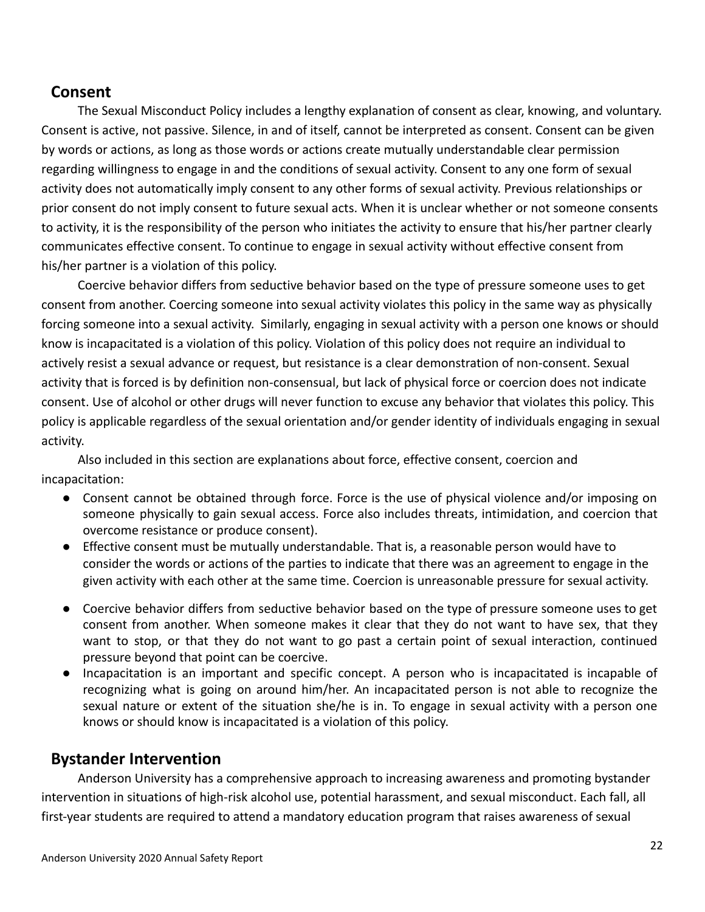## Consent

The Sexual Misconduct Policy includes a lengthy explanation of consent as clear, knowing, and voluntary. Consent is active, not passive. Silence, in and of itself, cannot be interpreted as consent. Consent can be given by words or actions, as long as those words or actions create mutually understandable clear permission regarding willingness to engage in and the conditions of sexual activity. Consent to any one form of sexual activity does not automatically imply consent to any other forms of sexual activity. Previous relationships or prior consent do not imply consent to future sexual acts. When it is unclear whether or not someone consents to activity, it is the responsibility of the person who initiates the activity to ensure that his/her partner clearly communicates effective consent. To continue to engage in sexual activity without effective consent from his/her partner is a violation of this policy.

Coercive behavior differs from seductive behavior based on the type of pressure someone uses to get consent from another. Coercing someone into sexual activity violates this policy in the same way as physically forcing someone into a sexual activity. Similarly, engaging in sexual activity with a person one knows or should know is incapacitated is a violation of this policy. Violation of this policy does not require an individual to actively resist a sexual advance or request, but resistance is a clear demonstration of non-consent. Sexual activity that is forced is by definition non-consensual, but lack of physical force or coercion does not indicate consent. Use of alcohol or other drugs will never function to excuse any behavior that violates this policy. This policy is applicable regardless of the sexual orientation and/or gender identity of individuals engaging in sexual activity.

Also included in this section are explanations about force, effective consent, coercion and incapacitation:

- Consent cannot be obtained through force. Force is the use of physical violence and/or imposing on someone physically to gain sexual access. Force also includes threats, intimidation, and coercion that overcome resistance or produce consent).
- Effective consent must be mutually understandable. That is, a reasonable person would have to consider the words or actions of the parties to indicate that there was an agreement to engage in the given activity with each other at the same time. Coercion is unreasonable pressure for sexual activity.
- Coercive behavior differs from seductive behavior based on the type of pressure someone uses to get consent from another. When someone makes it clear that they do not want to have sex, that they want to stop, or that they do not want to go past a certain point of sexual interaction, continued pressure beyond that point can be coercive.
- Incapacitation is an important and specific concept. A person who is incapacitated is incapable of recognizing what is going on around him/her. An incapacitated person is not able to recognize the sexual nature or extent of the situation she/he is in. To engage in sexual activity with a person one knows or should know is incapacitated is a violation of this policy.

## Bystander Intervention

Anderson University has a comprehensive approach to increasing awareness and promoting bystander intervention in situations of high-risk alcohol use, potential harassment, and sexual misconduct. Each fall, all first-year students are required to attend a mandatory education program that raises awareness of sexual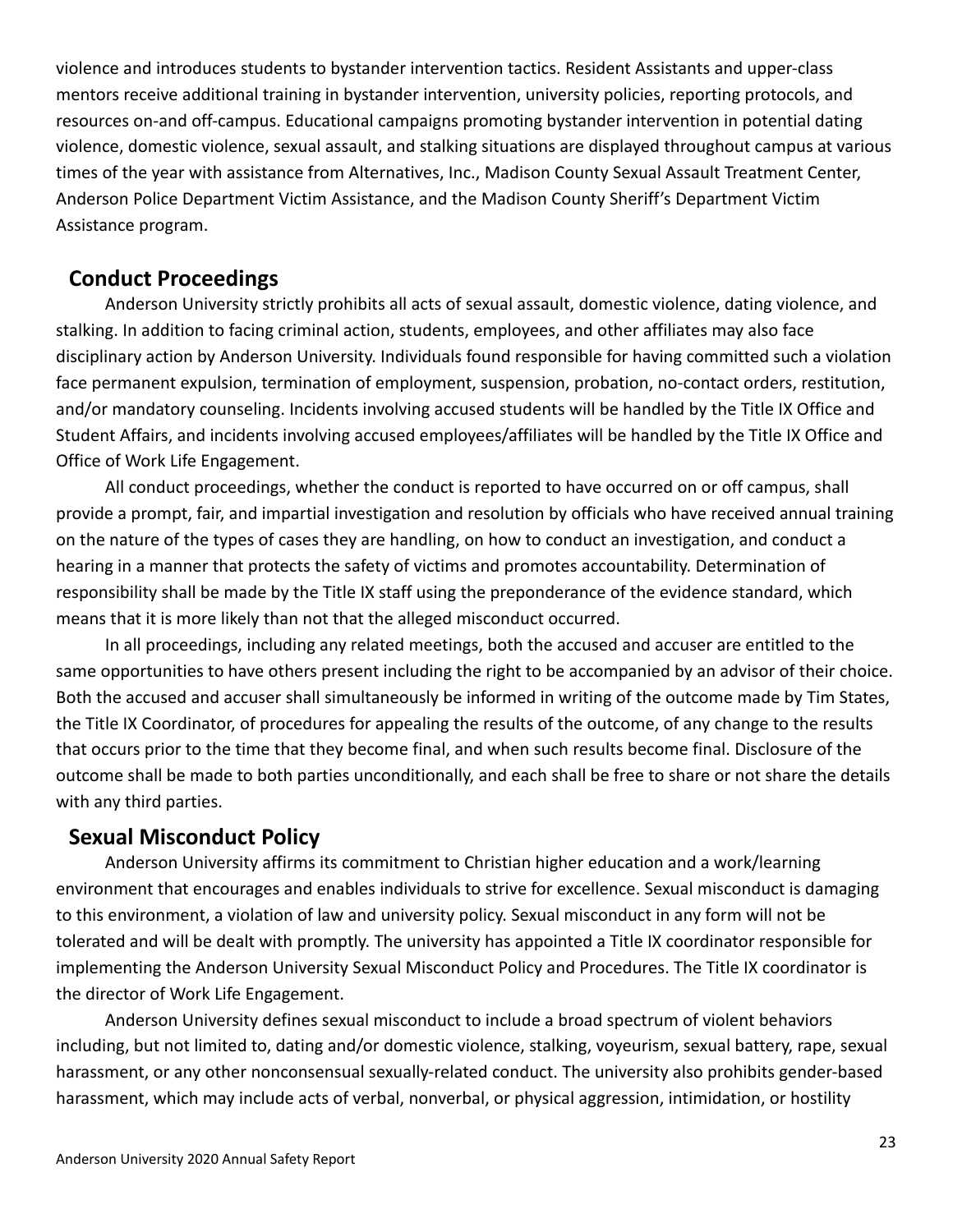violence and introduces students to bystander intervention tactics. Resident Assistants and upper-class mentors receive additional training in bystander intervention, university policies, reporting protocols, and resources on-and off-campus. Educational campaigns promoting bystander intervention in potential dating violence, domestic violence, sexual assault, and stalking situations are displayed throughout campus at various times of the year with assistance from Alternatives, Inc., Madison County Sexual Assault Treatment Center, Anderson Police Department Victim Assistance, and the Madison County Sheriff's Department Victim Assistance program.

## Conduct Proceedings

Anderson University strictly prohibits all acts of sexual assault, domestic violence, dating violence, and stalking. In addition to facing criminal action, students, employees, and other affiliates may also face disciplinary action by Anderson University. Individuals found responsible for having committed such a violation face permanent expulsion, termination of employment, suspension, probation, no-contact orders, restitution, and/or mandatory counseling. Incidents involving accused students will be handled by the Title IX Office and Student Affairs, and incidents involving accused employees/affiliates will be handled by the Title IX Office and Office of Work Life Engagement.

All conduct proceedings, whether the conduct is reported to have occurred on or off campus, shall provide a prompt, fair, and impartial investigation and resolution by officials who have received annual training on the nature of the types of cases they are handling, on how to conduct an investigation, and conduct a hearing in a manner that protects the safety of victims and promotes accountability. Determination of responsibility shall be made by the Title IX staff using the preponderance of the evidence standard, which means that it is more likely than not that the alleged misconduct occurred.

In all proceedings, including any related meetings, both the accused and accuser are entitled to the same opportunities to have others present including the right to be accompanied by an advisor of their choice. Both the accused and accuser shall simultaneously be informed in writing of the outcome made by Tim States, the Title IX Coordinator, of procedures for appealing the results of the outcome, of any change to the results that occurs prior to the time that they become final, and when such results become final. Disclosure of the outcome shall be made to both parties unconditionally, and each shall be free to share or not share the details with any third parties.

## Sexual Misconduct Policy

Anderson University affirms its commitment to Christian higher education and a work/learning environment that encourages and enables individuals to strive for excellence. Sexual misconduct is damaging to this environment, a violation of law and university policy. Sexual misconduct in any form will not be tolerated and will be dealt with promptly. The university has appointed a Title IX coordinator responsible for implementing the Anderson University Sexual Misconduct Policy and Procedures. The Title IX coordinator is the director of Work Life Engagement.

Anderson University defines sexual misconduct to include a broad spectrum of violent behaviors including, but not limited to, dating and/or domestic violence, stalking, voyeurism, sexual battery, rape, sexual harassment, or any other nonconsensual sexually-related conduct. The university also prohibits gender-based harassment, which may include acts of verbal, nonverbal, or physical aggression, intimidation, or hostility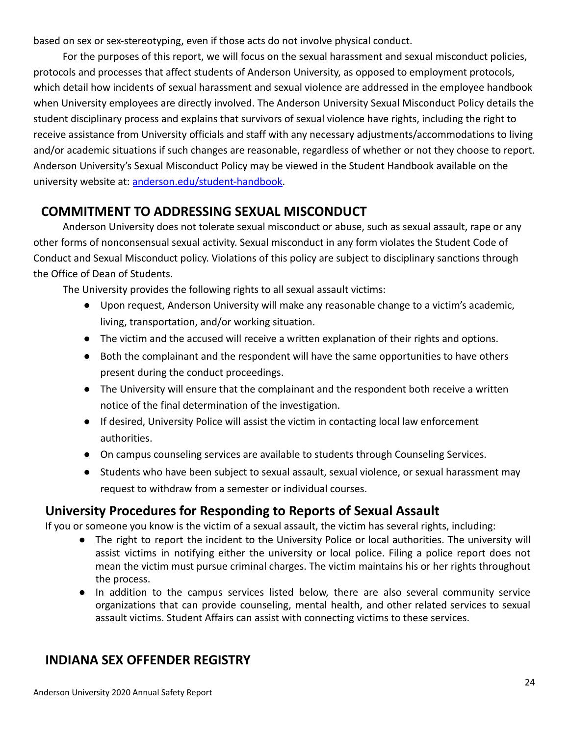based on sex or sex-stereotyping, even if those acts do not involve physical conduct.

For the purposes of this report, we will focus on the sexual harassment and sexual misconduct policies, protocols and processes that affect students of Anderson University, as opposed to employment protocols, which detail how incidents of sexual harassment and sexual violence are addressed in the employee handbook when University employees are directly involved. The Anderson University Sexual Misconduct Policy details the student disciplinary process and explains that survivors of sexual violence have rights, including the right to receive assistance from University officials and staff with any necessary adjustments/accommodations to living and/or academic situations if such changes are reasonable, regardless of whether or not they choose to report. Anderson University's Sexual Misconduct Policy may be viewed in the Student Handbook available on the university website at: anderson.edu/student-handbook.

## COMMITMENT TO ADDRESSING SEXUAL MISCONDUCT

Anderson University does not tolerate sexual misconduct or abuse, such as sexual assault, rape or any other forms of nonconsensual sexual activity. Sexual misconduct in any form violates the Student Code of Conduct and Sexual Misconduct policy. Violations of this policy are subject to disciplinary sanctions through the Office of Dean of Students.

The University provides the following rights to all sexual assault victims:

- Upon request, Anderson University will make any reasonable change to a victim's academic, living, transportation, and/or working situation.
- The victim and the accused will receive a written explanation of their rights and options.
- Both the complainant and the respondent will have the same opportunities to have others present during the conduct proceedings.
- The University will ensure that the complainant and the respondent both receive a written notice of the final determination of the investigation.
- If desired, University Police will assist the victim in contacting local law enforcement authorities.
- On campus counseling services are available to students through Counseling Services.
- Students who have been subject to sexual assault, sexual violence, or sexual harassment may request to withdraw from a semester or individual courses.

### University Procedures for Responding to Reports of Sexual Assault

If you or someone you know is the victim of a sexual assault, the victim has several rights, including:

- The right to report the incident to the University Police or local authorities. The university will assist victims in notifying either the university or local police. Filing a police report does not mean the victim must pursue criminal charges. The victim maintains his or her rights throughout the process.
- In addition to the campus services listed below, there are also several community service organizations that can provide counseling, mental health, and other related services to sexual assault victims. Student Affairs can assist with connecting victims to these services.

## INDIANA SEX OFFENDER REGISTRY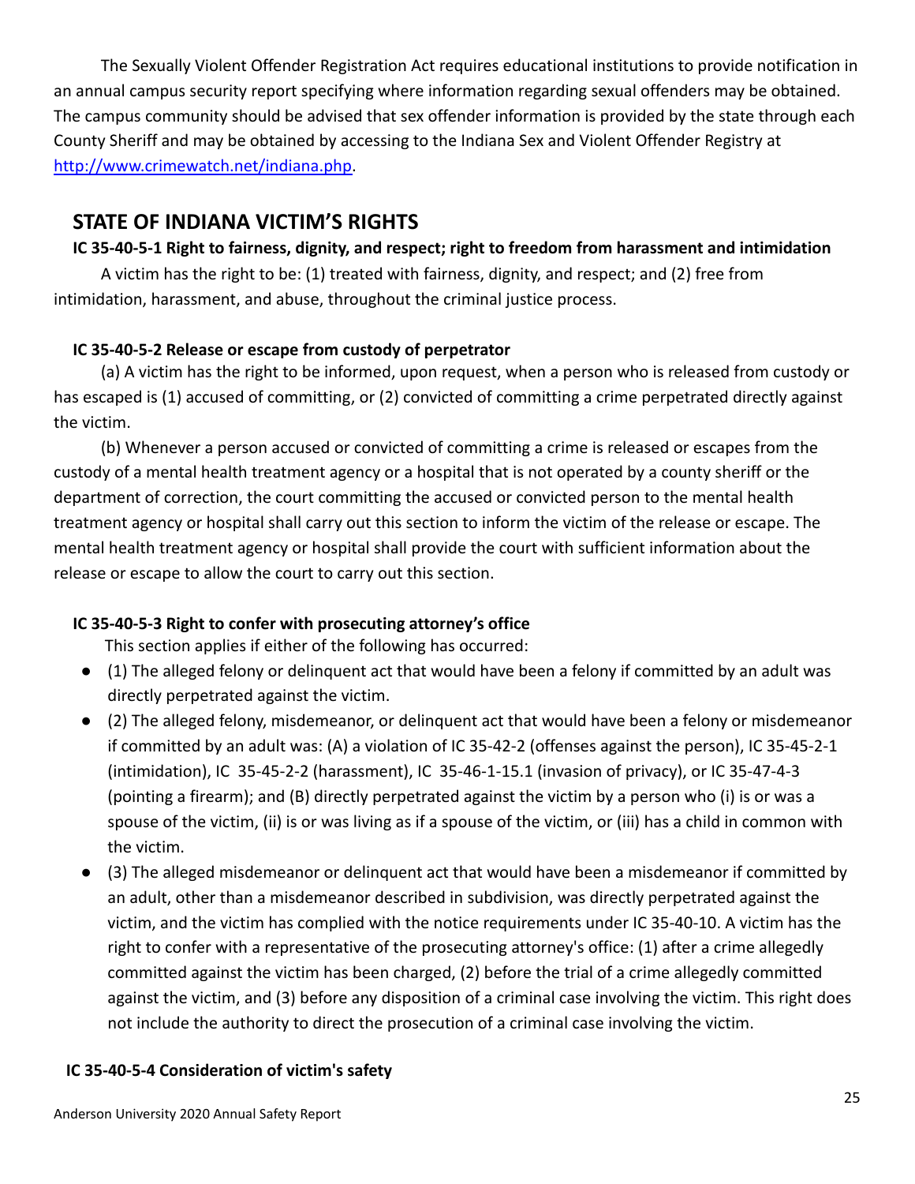The Sexually Violent Offender Registration Act requires educational institutions to provide notification in an annual campus security report specifying where information regarding sexual offenders may be obtained. The campus community should be advised that sex offender information is provided by the state through each County Sheriff and may be obtained by accessing to the Indiana Sex and Violent Offender Registry at [http://www.crimewatch.net/indiana.php](http://www.crimewatch.net/indiana.php).

## STATE OF INDIANA VICTIM'S RIGHTS

### IC 35-40-5-1 Right to fairness, dignity, and respect; right to freedom from harassment and intimidation

A victim has the right to be: (1) treated with fairness, dignity, and respect; and (2) free from intimidation, harassment, and abuse, throughout the criminal justice process.

### IC 35-40-5-2 Release or escape from custody of perpetrator

(a) A victim has the right to be informed, upon request, when a person who is released from custody or has escaped is (1) accused of committing, or (2) convicted of committing a crime perpetrated directly against the victim.

(b) Whenever a person accused or convicted of committing a crime is released or escapes from the custody of a mental health treatment agency or a hospital that is not operated by a county sheriff or the department of correction, the court committing the accused or convicted person to the mental health treatment agency or hospital shall carry out this section to inform the victim of the release or escape. The mental health treatment agency or hospital shall provide the court with sufficient information about the release or escape to allow the court to carry out this section.

### IC 35-40-5-3 Right to confer with prosecuting attorney's office

This section applies if either of the following has occurred:

- (1) The alleged felony or delinquent act that would have been a felony if committed by an adult was directly perpetrated against the victim.
- (2) The alleged felony, misdemeanor, or delinquent act that would have been a felony or misdemeanor if committed by an adult was: (A) a violation of IC 35-42-2 (offenses against the person), IC 35-45-2-1 (intimidation), IC 35-45-2-2 (harassment), IC 35-46-1-15.1 (invasion of privacy), or IC 35-47-4-3 (pointing a firearm); and (B) directly perpetrated against the victim by a person who (i) is or was a spouse of the victim, (ii) is or was living as if a spouse of the victim, or (iii) has a child in common with the victim.
- (3) The alleged misdemeanor or delinquent act that would have been a misdemeanor if committed by an adult, other than a misdemeanor described in subdivision, was directly perpetrated against the victim, and the victim has complied with the notice requirements under IC 35-40-10. A victim has the right to confer with a representative of the prosecuting attorney's office: (1) after a crime allegedly committed against the victim has been charged, (2) before the trial of a crime allegedly committed against the victim, and (3) before any disposition of a criminal case involving the victim. This right does not include the authority to direct the prosecution of a criminal case involving the victim.

### IC 35-40-5-4 Consideration of victim's safety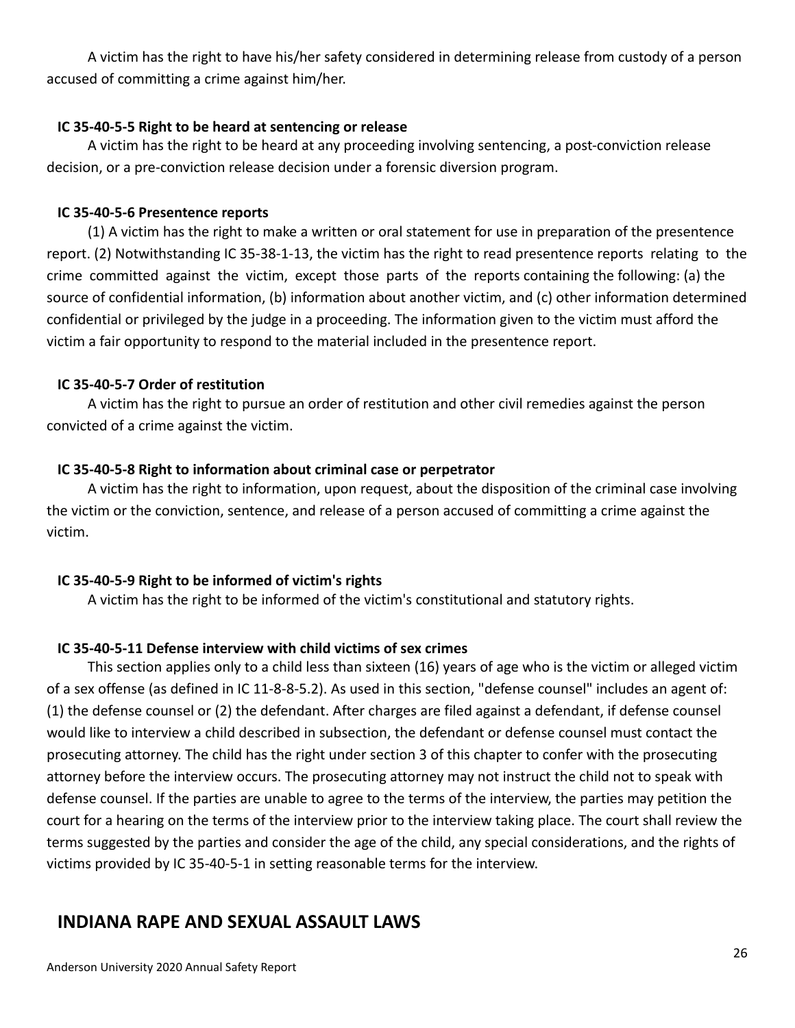A victim has the right to have his/her safety considered in determining release from custody of a person accused of committing a crime against him/her.

**IC 35-40-5-5 Right to be heard at sentencing or release**

A victim has the right to be heard at any proceeding involving sentencing, a post-conviction release decision, or a pre-conviction release decision under a forensic diversion program.

**IC 35-40-5-6 Presentence reports**

(1) A victim has the right to make a written or oral statement for use in preparation of the presentence report. (2) Notwithstanding IC 35-38-1-13, the victim has the right to read presentence reports relating to the crime committed against the victim, except those parts of the reports containing the following: (a) the source of confidential information, (b) information about another victim, and (c) other information determined confidential or privileged by the judge in a proceeding. The information given to the victim must afford the victim a fair opportunity to respond to the material included in the presentence report.

**IC 35-40-5-7 Order of restitution**

A victim has the right to pursue an order of restitution and other civil remedies against the person convicted of a crime against the victim.

**IC 35-40-5-8 Right to information about criminal case or perpetrator**

A victim has the right to information, upon request, about the disposition of the criminal case involving the victim or the conviction, sentence, and release of a person accused of committing a crime against the victim.

**IC 35-40-5-9 Right to be informed of victim's rights**

A victim has the right to be informed of the victim's constitutional and statutory rights.

**IC 35-40-5-11 Defense interview with child victims of sex crimes**

This section applies only to a child less than sixteen (16) years of age who is the victim or alleged victim of a sex offense (as defined in IC 11-8-8-5.2). As used in this section, "defense counsel" includes an agent of: (1) the defense counsel or (2) the defendant. After charges are filed against a defendant, if defense counsel would like to interview a child described in subsection, the defendant or defense counsel must contact the prosecuting attorney. The child has the right under section 3 of this chapter to confer with the prosecuting attorney before the interview occurs. The prosecuting attorney may not instruct the child not to speak with defense counsel. If the parties are unable to agree to the terms of the interview, the parties may petition the court for a hearing on the terms of the interview prior to the interview taking place. The court shall review the terms suggested by the parties and consider the age of the child, any special considerations, and the rights of victims provided by IC 35-40-5-1 in setting reasonable terms for the interview.

## INDIANA RAPE AND SEXUAL ASSAULT LAWS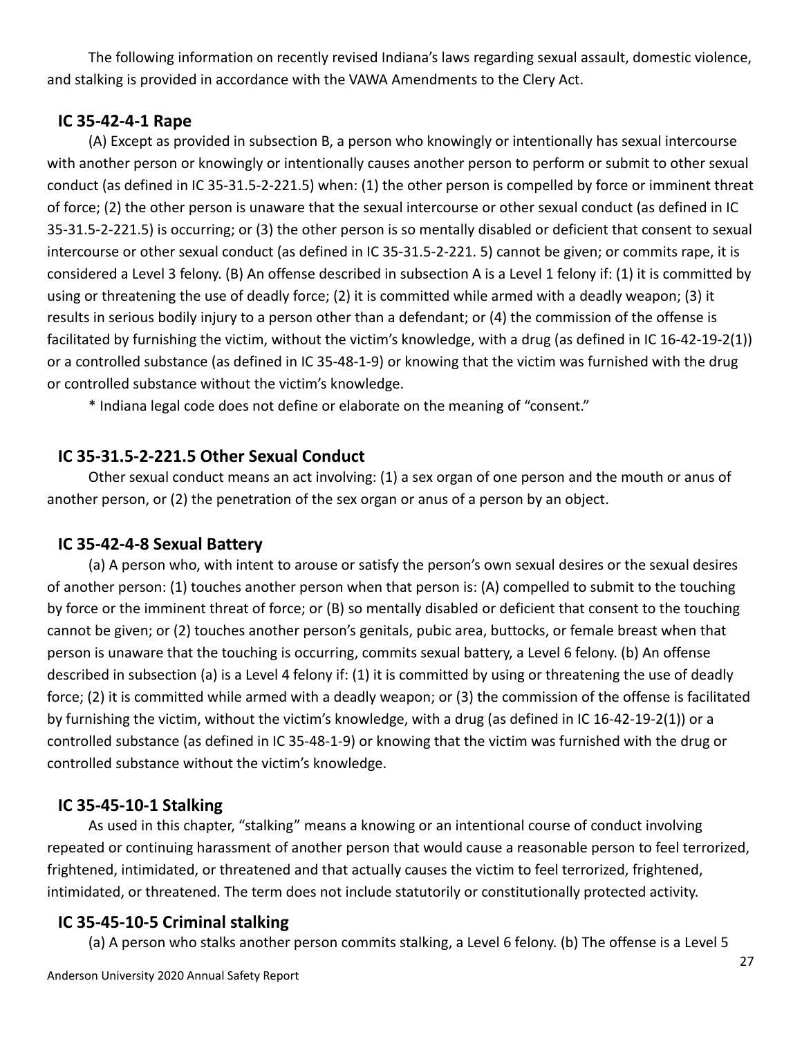The following information on recently revised Indiana's laws regarding sexual assault, domestic violence, and stalking is provided in accordance with the VAWA Amendments to the Clery Act.

## IC 35-42-4-1 Rape

(A) Except as provided in subsection B, a person who knowingly or intentionally has sexual intercourse with another person or knowingly or intentionally causes another person to perform or submit to other sexual conduct (as defined in IC 35-31.5-2-221.5) when: (1) the other person is compelled by force or imminent threat of force; (2) the other person is unaware that the sexual intercourse or other sexual conduct (as defined in IC 35-31.5-2-221.5) is occurring; or (3) the other person is so mentally disabled or deficient that consent to sexual intercourse or other sexual conduct (as defined in IC 35-31.5-2-221. 5) cannot be given; or commits rape, it is considered a Level 3 felony. (B) An offense described in subsection A is a Level 1 felony if: (1) it is committed by using or threatening the use of deadly force; (2) it is committed while armed with a deadly weapon; (3) it results in serious bodily injury to a person other than a defendant; or (4) the commission of the offense is facilitated by furnishing the victim, without the victim's knowledge, with a drug (as defined in IC 16-42-19-2(1)) or a controlled substance (as defined in IC 35-48-1-9) or knowing that the victim was furnished with the drug or controlled substance without the victim's knowledge.

* Indiana legal code does not define or elaborate on the meaning of "consent."

## IC 35-31.5-2-221.5 Other Sexual Conduct

Other sexual conduct means an act involving: (1) a sex organ of one person and the mouth or anus of another person, or (2) the penetration of the sex organ or anus of a person by an object.

## IC 35-42-4-8 Sexual Battery

(a) A person who, with intent to arouse or satisfy the person's own sexual desires or the sexual desires of another person: (1) touches another person when that person is: (A) compelled to submit to the touching by force or the imminent threat of force; or (B) so mentally disabled or deficient that consent to the touching cannot be given; or (2) touches another person's genitals, pubic area, buttocks, or female breast when that person is unaware that the touching is occurring, commits sexual battery, a Level 6 felony. (b) An offense described in subsection (a) is a Level 4 felony if: (1) it is committed by using or threatening the use of deadly force; (2) it is committed while armed with a deadly weapon; or (3) the commission of the offense is facilitated by furnishing the victim, without the victim's knowledge, with a drug (as defined in IC 16-42-19-2(1)) or a controlled substance (as defined in IC 35-48-1-9) or knowing that the victim was furnished with the drug or controlled substance without the victim's knowledge.

## IC 35-45-10-1 Stalking

As used in this chapter, "stalking" means a knowing or an intentional course of conduct involving repeated or continuing harassment of another person that would cause a reasonable person to feel terrorized, frightened, intimidated, or threatened and that actually causes the victim to feel terrorized, frightened, intimidated, or threatened. The term does not include statutorily or constitutionally protected activity.

## IC 35-45-10-5 Criminal stalking

(a) A person who stalks another person commits stalking, a Level 6 felony. (b) The offense is a Level 5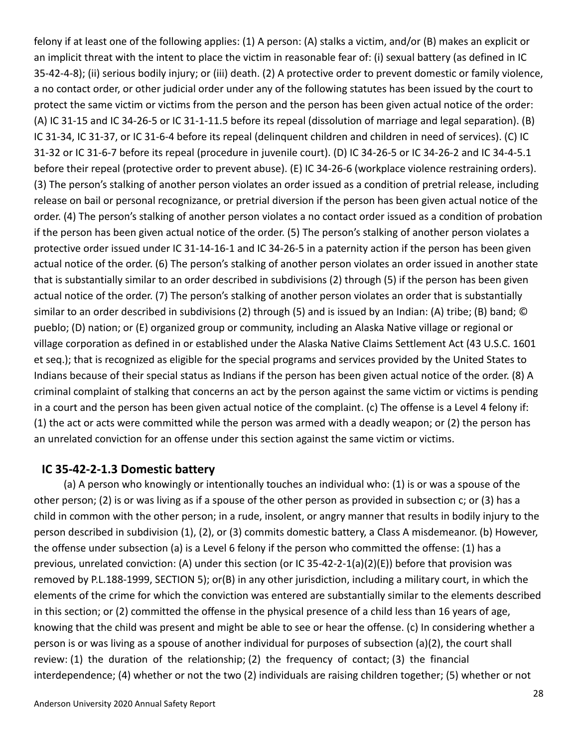felony if at least one of the following applies: (1) A person: (A) stalks a victim, and/or (B) makes an explicit or an implicit threat with the intent to place the victim in reasonable fear of: (i) sexual battery (as defined in IC 35-42-4-8); (ii) serious bodily injury; or (iii) death. (2) A protective order to prevent domestic or family violence, a no contact order, or other judicial order under any of the following statutes has been issued by the court to protect the same victim or victims from the person and the person has been given actual notice of the order: (A) IC 31-15 and IC 34-26-5 or IC 31-1-11.5 before its repeal (dissolution of marriage and legal separation). (B) IC 31-34, IC 31-37, or IC 31-6-4 before its repeal (delinquent children and children in need of services). (C) IC 31-32 or IC 31-6-7 before its repeal (procedure in juvenile court). (D) IC 34-26-5 or IC 34-26-2 and IC 34-4-5.1 before their repeal (protective order to prevent abuse). (E) IC 34-26-6 (workplace violence restraining orders). (3) The person's stalking of another person violates an order issued as a condition of pretrial release, including release on bail or personal recognizance, or pretrial diversion if the person has been given actual notice of the order. (4) The person's stalking of another person violates a no contact order issued as a condition of probation if the person has been given actual notice of the order. (5) The person's stalking of another person violates a protective order issued under IC 31-14-16-1 and IC 34-26-5 in a paternity action if the person has been given actual notice of the order. (6) The person's stalking of another person violates an order issued in another state that is substantially similar to an order described in subdivisions (2) through (5) if the person has been given actual notice of the order. (7) The person's stalking of another person violates an order that is substantially similar to an order described in subdivisions (2) through (5) and is issued by an Indian: (A) tribe; (B) band; © pueblo; (D) nation; or (E) organized group or community, including an Alaska Native village or regional or village corporation as defined in or established under the Alaska Native Claims Settlement Act (43 U.S.C. 1601 et seq.); that is recognized as eligible for the special programs and services provided by the United States to Indians because of their special status as Indians if the person has been given actual notice of the order. (8) A criminal complaint of stalking that concerns an act by the person against the same victim or victims is pending in a court and the person has been given actual notice of the complaint. (c) The offense is a Level 4 felony if: (1) the act or acts were committed while the person was armed with a deadly weapon; or (2) the person has an unrelated conviction for an offense under this section against the same victim or victims.

## IC 35-42-2-1.3 Domestic battery

(a) A person who knowingly or intentionally touches an individual who: (1) is or was a spouse of the other person; (2) is or was living as if a spouse of the other person as provided in subsection c; or (3) has a child in common with the other person; in a rude, insolent, or angry manner that results in bodily injury to the person described in subdivision (1), (2), or (3) commits domestic battery, a Class A misdemeanor. (b) However, the offense under subsection (a) is a Level 6 felony if the person who committed the offense: (1) has a previous, unrelated conviction: (A) under this section (or IC 35-42-2-1(a)(2)(E)) before that provision was removed by P.L.188-1999, SECTION 5); or(B) in any other jurisdiction, including a military court, in which the elements of the crime for which the conviction was entered are substantially similar to the elements described in this section; or (2) committed the offense in the physical presence of a child less than 16 years of age, knowing that the child was present and might be able to see or hear the offense. (c) In considering whether a person is or was living as a spouse of another individual for purposes of subsection (a)(2), the court shall review: (1) the duration of the relationship; (2) the frequency of contact; (3) the financial interdependence; (4) whether or not the two (2) individuals are raising children together; (5) whether or not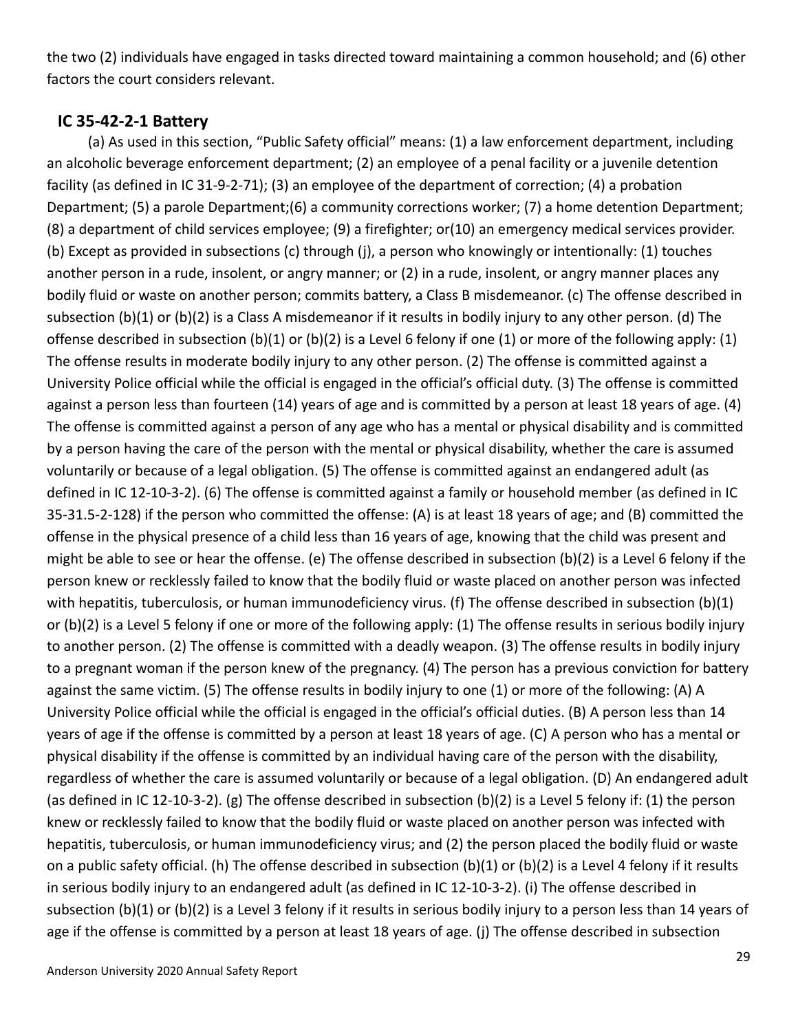the two (2) individuals have engaged in tasks directed toward maintaining a common household; and (6) other factors the court considers relevant.

## IC 35-42-2-1 Battery

(a) As used in this section, "Public Safety official" means: (1) a law enforcement department, including an alcoholic beverage enforcement department; (2) an employee of a penal facility or a juvenile detention facility (as defined in IC 31-9-2-71); (3) an employee of the department of correction; (4) a probation Department; (5) a parole Department;(6) a community corrections worker; (7) a home detention Department; (8) a department of child services employee; (9) a firefighter; or(10) an emergency medical services provider. (b) Except as provided in subsections (c) through (j), a person who knowingly or intentionally: (1) touches another person in a rude, insolent, or angry manner; or (2) in a rude, insolent, or angry manner places any bodily fluid or waste on another person; commits battery, a Class B misdemeanor. (c) The offense described in subsection (b)(1) or (b)(2) is a Class A misdemeanor if it results in bodily injury to any other person. (d) The offense described in subsection (b)(1) or (b)(2) is a Level 6 felony if one (1) or more of the following apply: (1) The offense results in moderate bodily injury to any other person. (2) The offense is committed against a University Police official while the official is engaged in the official's official duty. (3) The offense is committed against a person less than fourteen (14) years of age and is committed by a person at least 18 years of age. (4) The offense is committed against a person of any age who has a mental or physical disability and is committed by a person having the care of the person with the mental or physical disability, whether the care is assumed voluntarily or because of a legal obligation. (5) The offense is committed against an endangered adult (as defined in IC 12-10-3-2). (6) The offense is committed against a family or household member (as defined in IC 35-31.5-2-128) if the person who committed the offense: (A) is at least 18 years of age; and (B) committed the offense in the physical presence of a child less than 16 years of age, knowing that the child was present and might be able to see or hear the offense. (e) The offense described in subsection (b)(2) is a Level 6 felony if the person knew or recklessly failed to know that the bodily fluid or waste placed on another person was infected with hepatitis, tuberculosis, or human immunodeficiency virus. (f) The offense described in subsection (b)(1) or (b)(2) is a Level 5 felony if one or more of the following apply: (1) The offense results in serious bodily injury to another person. (2) The offense is committed with a deadly weapon. (3) The offense results in bodily injury to a pregnant woman if the person knew of the pregnancy. (4) The person has a previous conviction for battery against the same victim. (5) The offense results in bodily injury to one (1) or more of the following: (A) A University Police official while the official is engaged in the official's official duties. (B) A person less than 14 years of age if the offense is committed by a person at least 18 years of age. (C) A person who has a mental or physical disability if the offense is committed by an individual having care of the person with the disability, regardless of whether the care is assumed voluntarily or because of a legal obligation. (D) An endangered adult (as defined in IC 12-10-3-2). (g) The offense described in subsection (b)(2) is a Level 5 felony if: (1) the person knew or recklessly failed to know that the bodily fluid or waste placed on another person was infected with hepatitis, tuberculosis, or human immunodeficiency virus; and (2) the person placed the bodily fluid or waste on a public safety official. (h) The offense described in subsection (b)(1) or (b)(2) is a Level 4 felony if it results in serious bodily injury to an endangered adult (as defined in IC 12-10-3-2). (i) The offense described in subsection (b)(1) or (b)(2) is a Level 3 felony if it results in serious bodily injury to a person less than 14 years of age if the offense is committed by a person at least 18 years of age. (j) The offense described in subsection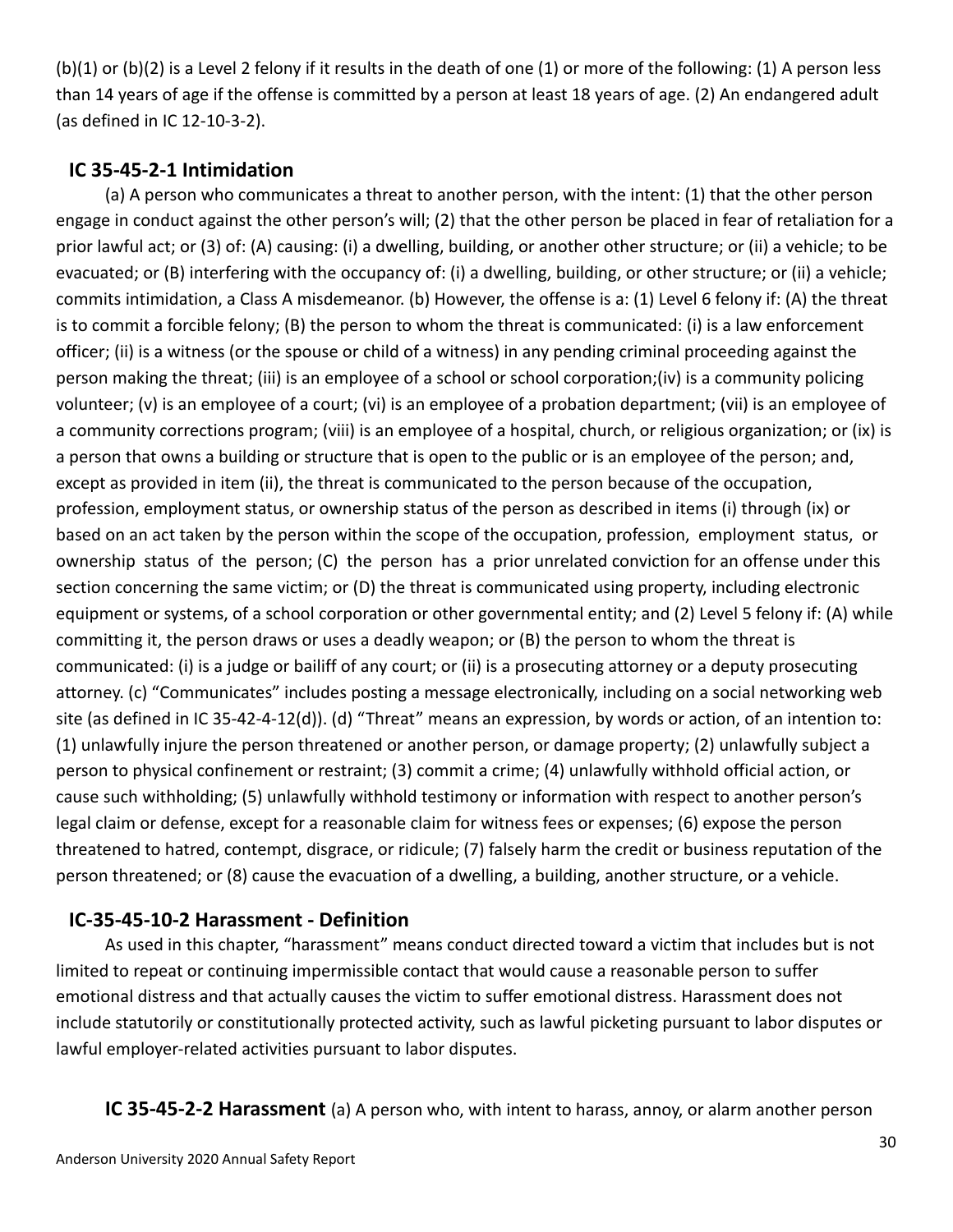(b)(1) or (b)(2) is a Level 2 felony if it results in the death of one (1) or more of the following: (1) A person less than 14 years of age if the offense is committed by a person at least 18 years of age. (2) An endangered adult (as defined in IC 12-10-3-2).

### IC 35-45-2-1 Intimidation

(a) A person who communicates a threat to another person, with the intent: (1) that the other person engage in conduct against the other person's will; (2) that the other person be placed in fear of retaliation for a prior lawful act; or (3) of: (A) causing: (i) a dwelling, building, or another other structure; or (ii) a vehicle; to be evacuated; or (B) interfering with the occupancy of: (i) a dwelling, building, or other structure; or (ii) a vehicle; commits intimidation, a Class A misdemeanor. (b) However, the offense is a: (1) Level 6 felony if: (A) the threat is to commit a forcible felony; (B) the person to whom the threat is communicated: (i) is a law enforcement officer; (ii) is a witness (or the spouse or child of a witness) in any pending criminal proceeding against the person making the threat; (iii) is an employee of a school or school corporation;(iv) is a community policing volunteer; (v) is an employee of a court; (vi) is an employee of a probation department; (vii) is an employee of a community corrections program; (viii) is an employee of a hospital, church, or religious organization; or (ix) is a person that owns a building or structure that is open to the public or is an employee of the person; and, except as provided in item (ii), the threat is communicated to the person because of the occupation, profession, employment status, or ownership status of the person as described in items (i) through (ix) or based on an act taken by the person within the scope of the occupation, profession, employment status, or ownership status of the person; (C) the person has a prior unrelated conviction for an offense under this section concerning the same victim; or (D) the threat is communicated using property, including electronic equipment or systems, of a school corporation or other governmental entity; and (2) Level 5 felony if: (A) while committing it, the person draws or uses a deadly weapon; or (B) the person to whom the threat is communicated: (i) is a judge or bailiff of any court; or (ii) is a prosecuting attorney or a deputy prosecuting attorney. (c) "Communicates" includes posting a message electronically, including on a social networking web site (as defined in IC 35-42-4-12(d)). (d) "Threat" means an expression, by words or action, of an intention to: (1) unlawfully injure the person threatened or another person, or damage property; (2) unlawfully subject a person to physical confinement or restraint; (3) commit a crime; (4) unlawfully withhold official action, or cause such withholding; (5) unlawfully withhold testimony or information with respect to another person's legal claim or defense, except for a reasonable claim for witness fees or expenses; (6) expose the person threatened to hatred, contempt, disgrace, or ridicule; (7) falsely harm the credit or business reputation of the person threatened; or (8) cause the evacuation of a dwelling, a building, another structure, or a vehicle.

### IC-35-45-10-2 Harassment - Definition

As used in this chapter, "harassment" means conduct directed toward a victim that includes but is not limited to repeat or continuing impermissible contact that would cause a reasonable person to suffer emotional distress and that actually causes the victim to suffer emotional distress. Harassment does not include statutorily or constitutionally protected activity, such as lawful picketing pursuant to labor disputes or lawful employer-related activities pursuant to labor disputes.

**IC 35-45-2-2 Harassment** (a) A person who, with intent to harass, annoy, or alarm another person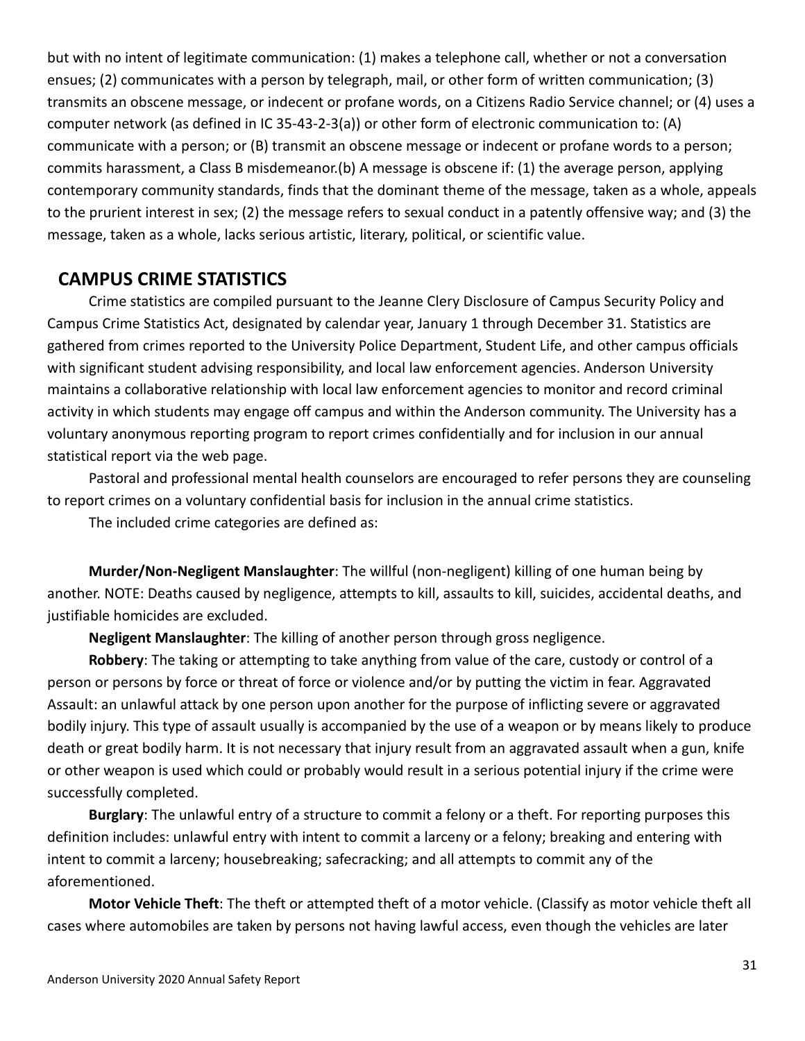but with no intent of legitimate communication: (1) makes a telephone call, whether or not a conversation ensues; (2) communicates with a person by telegraph, mail, or other form of written communication; (3) transmits an obscene message, or indecent or profane words, on a Citizens Radio Service channel; or (4) uses a computer network (as defined in IC 35-43-2-3(a)) or other form of electronic communication to: (A) communicate with a person; or (B) transmit an obscene message or indecent or profane words to a person; commits harassment, a Class B misdemeanor.(b) A message is obscene if: (1) the average person, applying contemporary community standards, finds that the dominant theme of the message, taken as a whole, appeals to the prurient interest in sex; (2) the message refers to sexual conduct in a patently offensive way; and (3) the message, taken as a whole, lacks serious artistic, literary, political, or scientific value.

## CAMPUS CRIME STATISTICS

Crime statistics are compiled pursuant to the Jeanne Clery Disclosure of Campus Security Policy and Campus Crime Statistics Act, designated by calendar year, January 1 through December 31. Statistics are gathered from crimes reported to the University Police Department, Student Life, and other campus officials with significant student advising responsibility, and local law enforcement agencies. Anderson University maintains a collaborative relationship with local law enforcement agencies to monitor and record criminal activity in which students may engage off campus and within the Anderson community. The University has a voluntary anonymous reporting program to report crimes confidentially and for inclusion in our annual statistical report via the web page.

Pastoral and professional mental health counselors are encouraged to refer persons they are counseling to report crimes on a voluntary confidential basis for inclusion in the annual crime statistics.

The included crime categories are defined as:

**Murder/Non-Negligent Manslaughter**: The willful (non-negligent) killing of one human being by another. NOTE: Deaths caused by negligence, attempts to kill, assaults to kill, suicides, accidental deaths, and justifiable homicides are excluded.

**Negligent Manslaughter**: The killing of another person through gross negligence.

**Robbery**: The taking or attempting to take anything from value of the care, custody or control of a person or persons by force or threat of force or violence and/or by putting the victim in fear. Aggravated Assault: an unlawful attack by one person upon another for the purpose of inflicting severe or aggravated bodily injury. This type of assault usually is accompanied by the use of a weapon or by means likely to produce death or great bodily harm. It is not necessary that injury result from an aggravated assault when a gun, knife or other weapon is used which could or probably would result in a serious potential injury if the crime were successfully completed.

**Burglary**: The unlawful entry of a structure to commit a felony or a theft. For reporting purposes this definition includes: unlawful entry with intent to commit a larceny or a felony; breaking and entering with intent to commit a larceny; housebreaking; safecracking; and all attempts to commit any of the aforementioned.

**Motor Vehicle Theft**: The theft or attempted theft of a motor vehicle. (Classify as motor vehicle theft all cases where automobiles are taken by persons not having lawful access, even though the vehicles are later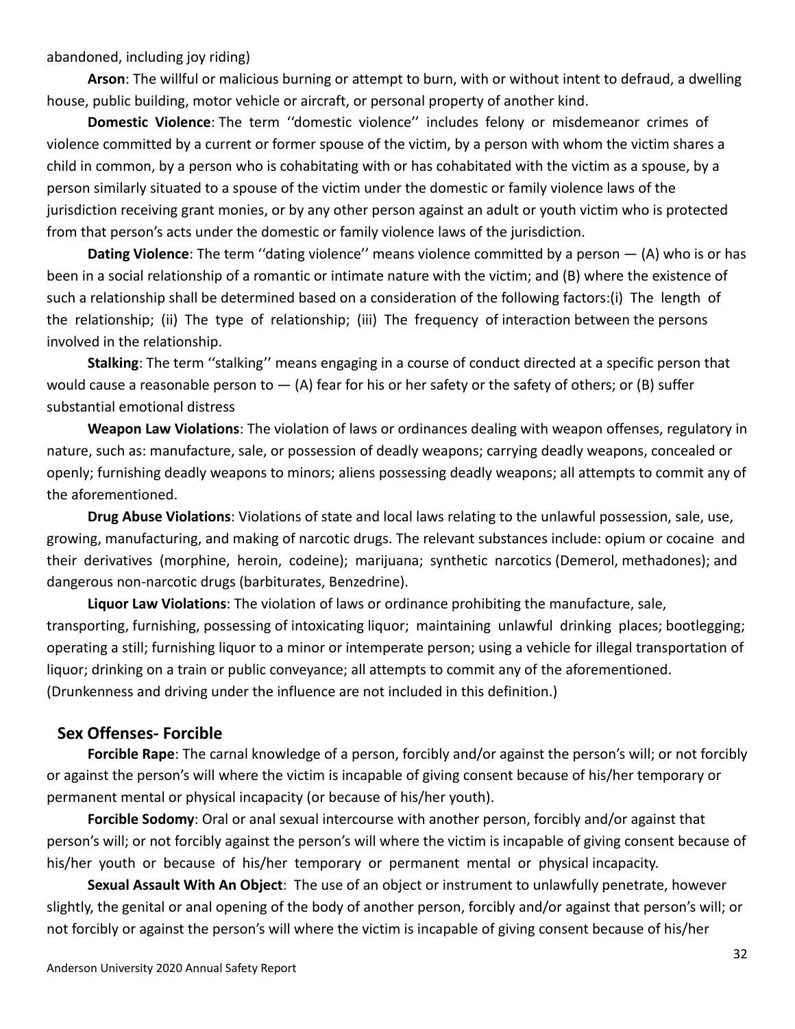abandoned, including joy riding)

**Arson**: The willful or malicious burning or attempt to burn, with or without intent to defraud, a dwelling house, public building, motor vehicle or aircraft, or personal property of another kind.

**Domestic Violence**: The term ''domestic violence'' includes felony or misdemeanor crimes of violence committed by a current or former spouse of the victim, by a person with whom the victim shares a child in common, by a person who is cohabitating with or has cohabitated with the victim as a spouse, by a person similarly situated to a spouse of the victim under the domestic or family violence laws of the jurisdiction receiving grant monies, or by any other person against an adult or youth victim who is protected from that person's acts under the domestic or family violence laws of the jurisdiction.

**Dating Violence**: The term ''dating violence'' means violence committed by a person — (A) who is or has been in a social relationship of a romantic or intimate nature with the victim; and (B) where the existence of such a relationship shall be determined based on a consideration of the following factors:(i) The length of the relationship; (ii) The type of relationship; (iii) The frequency of interaction between the persons involved in the relationship.

**Stalking**: The term ''stalking'' means engaging in a course of conduct directed at a specific person that would cause a reasonable person to — (A) fear for his or her safety or the safety of others; or (B) suffer substantial emotional distress

**Weapon Law Violations**: The violation of laws or ordinances dealing with weapon offenses, regulatory in nature, such as: manufacture, sale, or possession of deadly weapons; carrying deadly weapons, concealed or openly; furnishing deadly weapons to minors; aliens possessing deadly weapons; all attempts to commit any of the aforementioned.

**Drug Abuse Violations**: Violations of state and local laws relating to the unlawful possession, sale, use, growing, manufacturing, and making of narcotic drugs. The relevant substances include: opium or cocaine and their derivatives (morphine, heroin, codeine); marijuana; synthetic narcotics (Demerol, methadones); and dangerous non-narcotic drugs (barbiturates, Benzedrine).

**Liquor Law Violations**: The violation of laws or ordinance prohibiting the manufacture, sale, transporting, furnishing, possessing of intoxicating liquor; maintaining unlawful drinking places; bootlegging; operating a still; furnishing liquor to a minor or intemperate person; using a vehicle for illegal transportation of liquor; drinking on a train or public conveyance; all attempts to commit any of the aforementioned. (Drunkenness and driving under the influence are not included in this definition.)

## Sex Offenses- Forcible

**Forcible Rape**: The carnal knowledge of a person, forcibly and/or against the person's will; or not forcibly or against the person's will where the victim is incapable of giving consent because of his/her temporary or permanent mental or physical incapacity (or because of his/her youth).

**Forcible Sodomy**: Oral or anal sexual intercourse with another person, forcibly and/or against that person's will; or not forcibly against the person's will where the victim is incapable of giving consent because of his/her youth or because of his/her temporary or permanent mental or physical incapacity.

**Sexual Assault With An Object**: The use of an object or instrument to unlawfully penetrate, however slightly, the genital or anal opening of the body of another person, forcibly and/or against that person's will; or not forcibly or against the person's will where the victim is incapable of giving consent because of his/her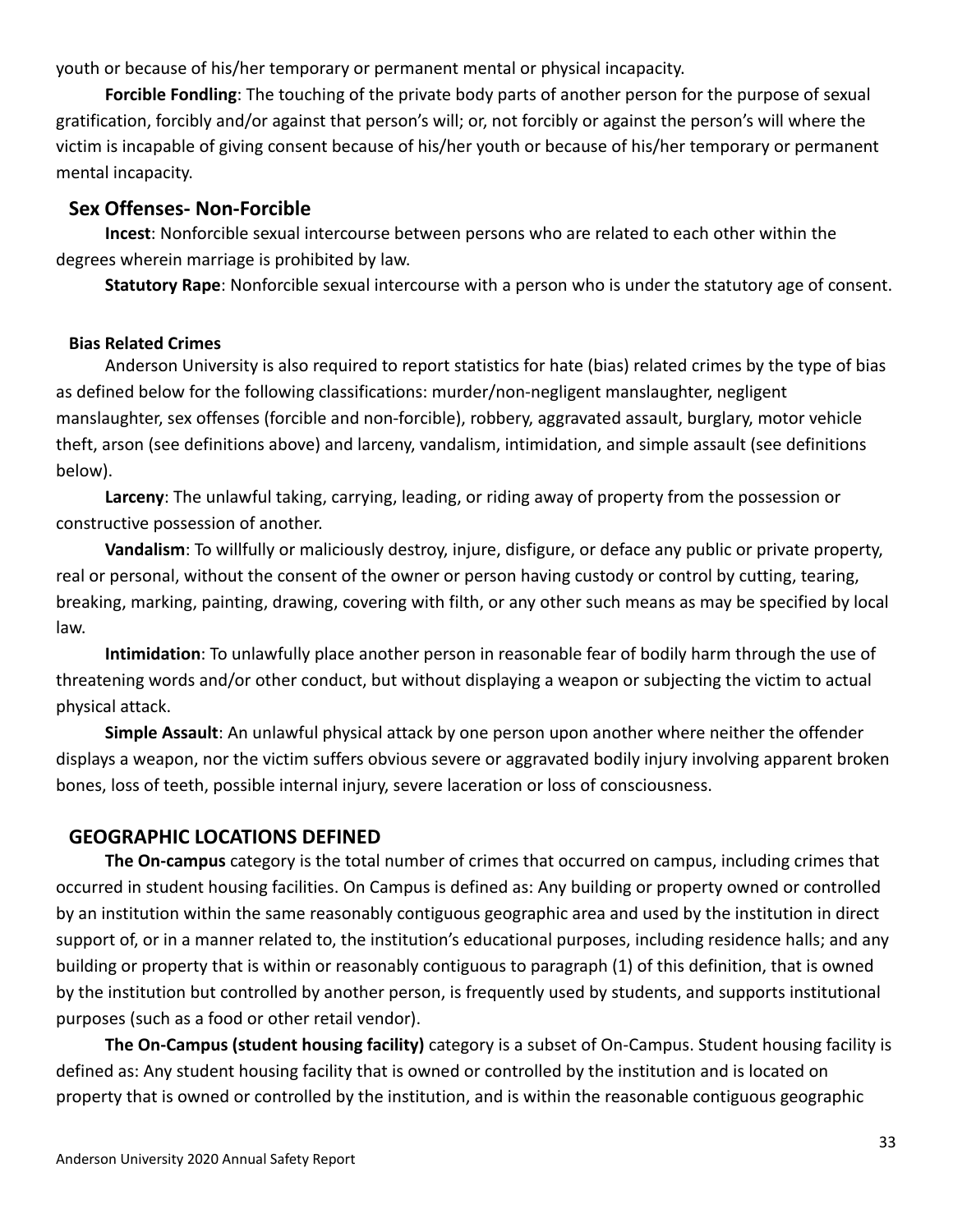youth or because of his/her temporary or permanent mental or physical incapacity.

**Forcible Fondling**: The touching of the private body parts of another person for the purpose of sexual gratification, forcibly and/or against that person's will; or, not forcibly or against the person's will where the victim is incapable of giving consent because of his/her youth or because of his/her temporary or permanent mental incapacity.

## Sex Offenses- Non-Forcible

**Incest**: Nonforcible sexual intercourse between persons who are related to each other within the degrees wherein marriage is prohibited by law.

**Statutory Rape**: Nonforcible sexual intercourse with a person who is under the statutory age of consent.

#### Bias Related Crimes

Anderson University is also required to report statistics for hate (bias) related crimes by the type of bias as defined below for the following classifications: murder/non-negligent manslaughter, negligent manslaughter, sex offenses (forcible and non-forcible), robbery, aggravated assault, burglary, motor vehicle theft, arson (see definitions above) and larceny, vandalism, intimidation, and simple assault (see definitions below).

**Larceny**: The unlawful taking, carrying, leading, or riding away of property from the possession or constructive possession of another.

**Vandalism**: To willfully or maliciously destroy, injure, disfigure, or deface any public or private property, real or personal, without the consent of the owner or person having custody or control by cutting, tearing, breaking, marking, painting, drawing, covering with filth, or any other such means as may be specified by local law.

**Intimidation**: To unlawfully place another person in reasonable fear of bodily harm through the use of threatening words and/or other conduct, but without displaying a weapon or subjecting the victim to actual physical attack.

**Simple Assault**: An unlawful physical attack by one person upon another where neither the offender displays a weapon, nor the victim suffers obvious severe or aggravated bodily injury involving apparent broken bones, loss of teeth, possible internal injury, severe laceration or loss of consciousness.

## GEOGRAPHIC LOCATIONS DEFINED

**The On-campus** category is the total number of crimes that occurred on campus, including crimes that occurred in student housing facilities. On Campus is defined as: Any building or property owned or controlled by an institution within the same reasonably contiguous geographic area and used by the institution in direct support of, or in a manner related to, the institution's educational purposes, including residence halls; and any building or property that is within or reasonably contiguous to paragraph (1) of this definition, that is owned by the institution but controlled by another person, is frequently used by students, and supports institutional purposes (such as a food or other retail vendor).

**The On-Campus (student housing facility)** category is a subset of On-Campus. Student housing facility is defined as: Any student housing facility that is owned or controlled by the institution and is located on property that is owned or controlled by the institution, and is within the reasonable contiguous geographic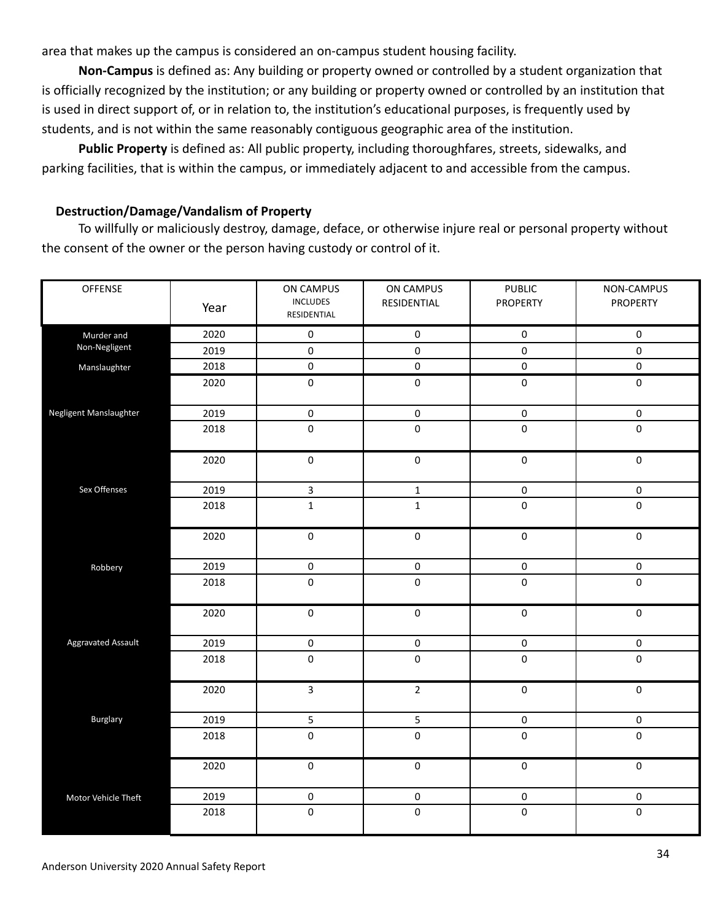area that makes up the campus is considered an on-campus student housing facility.

**Non-Campus** is defined as: Any building or property owned or controlled by a student organization that is officially recognized by the institution; or any building or property owned or controlled by an institution that is used in direct support of, or in relation to, the institution's educational purposes, is frequently used by students, and is not within the same reasonably contiguous geographic area of the institution.

**Public Property** is defined as: All public property, including thoroughfares, streets, sidewalks, and parking facilities, that is within the campus, or immediately adjacent to and accessible from the campus.

**Destruction/Damage/Vandalism of Property**

To willfully or maliciously destroy, damage, deface, or otherwise injure real or personal property without the consent of the owner or the person having custody or control of it.

| OFFENSE | Year | ON CAMPUS INCLUDES RESIDENTIAL | ON CAMPUS RESIDENTIAL | PUBLIC PROPERTY | NON-CAMPUS PROPERTY |
|---|---|---|---|---|---|
| Murder and Non-Negligent Manslaughter | 2020 | 0 | 0 | 0 | 0 |
| | 2019 | 0 | 0 | 0 | 0 |
| | 2018 | 0 | 0 | 0 | 0 |
| Negligent Manslaughter | 2020 | 0 | 0 | 0 | 0 |
| | 2019 | 0 | 0 | 0 | 0 |
| | 2018 | 0 | 0 | 0 | 0 |
| Sex Offenses | 2020 | 0 | 0 | 0 | 0 |
| | 2019 | 3 | 1 | 0 | 0 |
| | 2018 | 1 | 1 | 0 | 0 |
| Robbery | 2020 | 0 | 0 | 0 | 0 |
| | 2019 | 0 | 0 | 0 | 0 |
| | 2018 | 0 | 0 | 0 | 0 |
| Aggravated Assault | 2020 | 0 | 0 | 0 | 0 |
| | 2019 | 0 | 0 | 0 | 0 |
| | 2018 | 0 | 0 | 0 | 0 |
| Burglary | 2020 | 3 | 2 | 0 | 0 |
| | 2019 | 5 | 5 | 0 | 0 |
| | 2018 | 0 | 0 | 0 | 0 |
| Motor Vehicle Theft | 2020 | 0 | 0 | 0 | 0 |
| | 2019 | 0 | 0 | 0 | 0 |
| | 2018 | 0 | 0 | 0 | 0 |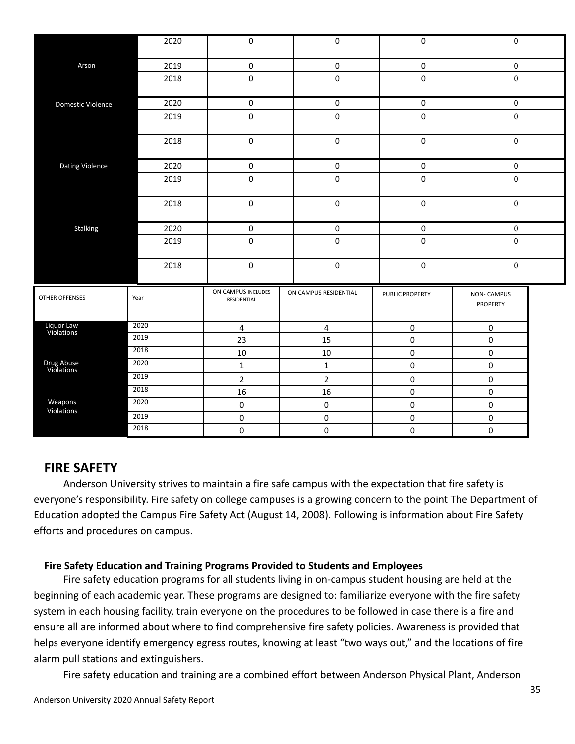| | | | | | |
|---|---|---|---|---|---|
| Arson | 2020 | 0 | 0 | 0 | 0 |
| | 2019 | 0 | 0 | 0 | 0 |
| | 2018 | 0 | 0 | 0 | 0 |
| Domestic Violence | 2020 | 0 | 0 | 0 | 0 |
| | 2019 | 0 | 0 | 0 | 0 |
| | 2018 | 0 | 0 | 0 | 0 |
| Dating Violence | 2020 | 0 | 0 | 0 | 0 |
| | 2019 | 0 | 0 | 0 | 0 |
| | 2018 | 0 | 0 | 0 | 0 |
| Stalking | 2020 | 0 | 0 | 0 | 0 |
| | 2019 | 0 | 0 | 0 | 0 |
| | 2018 | 0 | 0 | 0 | 0 |

| OTHER OFFENSES | Year | ON CAMPUS INCLUDES RESIDENTIAL | ON CAMPUS RESIDENTIAL | PUBLIC PROPERTY | NON- CAMPUS PROPERTY |
|---|---|---|---|---|---|
| Liquor Law Violations | 2020 | 4 | 4 | 0 | 0 |
| | 2019 | 23 | 15 | 0 | 0 |
| | 2018 | 10 | 10 | 0 | 0 |
| Drug Abuse Violations | 2020 | 1 | 1 | 0 | 0 |
| | 2019 | 2 | 2 | 0 | 0 |
| | 2018 | 16 | 16 | 0 | 0 |
| Weapons Violations | 2020 | 0 | 0 | 0 | 0 |
| | 2019 | 0 | 0 | 0 | 0 |
| | 2018 | 0 | 0 | 0 | 0 |

## FIRE SAFETY

Anderson University strives to maintain a fire safe campus with the expectation that fire safety is everyone's responsibility. Fire safety on college campuses is a growing concern to the point The Department of Education adopted the Campus Fire Safety Act (August 14, 2008). Following is information about Fire Safety efforts and procedures on campus.

**Fire Safety Education and Training Programs Provided to Students and Employees**

Fire safety education programs for all students living in on-campus student housing are held at the beginning of each academic year. These programs are designed to: familiarize everyone with the fire safety system in each housing facility, train everyone on the procedures to be followed in case there is a fire and ensure all are informed about where to find comprehensive fire safety policies. Awareness is provided that helps everyone identify emergency egress routes, knowing at least "two ways out," and the locations of fire alarm pull stations and extinguishers.

Fire safety education and training are a combined effort between Anderson Physical Plant, Anderson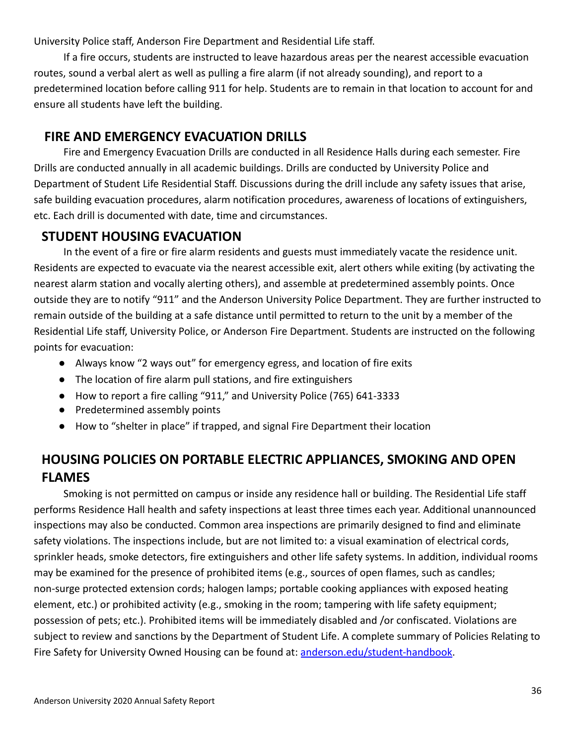University Police staff, Anderson Fire Department and Residential Life staff.

If a fire occurs, students are instructed to leave hazardous areas per the nearest accessible evacuation routes, sound a verbal alert as well as pulling a fire alarm (if not already sounding), and report to a predetermined location before calling 911 for help. Students are to remain in that location to account for and ensure all students have left the building.

## FIRE AND EMERGENCY EVACUATION DRILLS

Fire and Emergency Evacuation Drills are conducted in all Residence Halls during each semester. Fire Drills are conducted annually in all academic buildings. Drills are conducted by University Police and Department of Student Life Residential Staff. Discussions during the drill include any safety issues that arise, safe building evacuation procedures, alarm notification procedures, awareness of locations of extinguishers, etc. Each drill is documented with date, time and circumstances.

## STUDENT HOUSING EVACUATION

In the event of a fire or fire alarm residents and guests must immediately vacate the residence unit. Residents are expected to evacuate via the nearest accessible exit, alert others while exiting (by activating the nearest alarm station and vocally alerting others), and assemble at predetermined assembly points. Once outside they are to notify "911" and the Anderson University Police Department. They are further instructed to remain outside of the building at a safe distance until permitted to return to the unit by a member of the Residential Life staff, University Police, or Anderson Fire Department. Students are instructed on the following points for evacuation:

- Always know "2 ways out" for emergency egress, and location of fire exits
- The location of fire alarm pull stations, and fire extinguishers
- How to report a fire calling "911," and University Police (765) 641-3333
- Predetermined assembly points
- How to "shelter in place" if trapped, and signal Fire Department their location

## HOUSING POLICIES ON PORTABLE ELECTRIC APPLIANCES, SMOKING AND OPEN FLAMES

Smoking is not permitted on campus or inside any residence hall or building. The Residential Life staff performs Residence Hall health and safety inspections at least three times each year. Additional unannounced inspections may also be conducted. Common area inspections are primarily designed to find and eliminate safety violations. The inspections include, but are not limited to: a visual examination of electrical cords, sprinkler heads, smoke detectors, fire extinguishers and other life safety systems. In addition, individual rooms may be examined for the presence of prohibited items (e.g., sources of open flames, such as candles; non-surge protected extension cords; halogen lamps; portable cooking appliances with exposed heating element, etc.) or prohibited activity (e.g., smoking in the room; tampering with life safety equipment; possession of pets; etc.). Prohibited items will be immediately disabled and /or confiscated. Violations are subject to review and sanctions by the Department of Student Life. A complete summary of Policies Relating to Fire Safety for University Owned Housing can be found at: [anderson.edu/student-handbook](anderson.edu/student-handbook).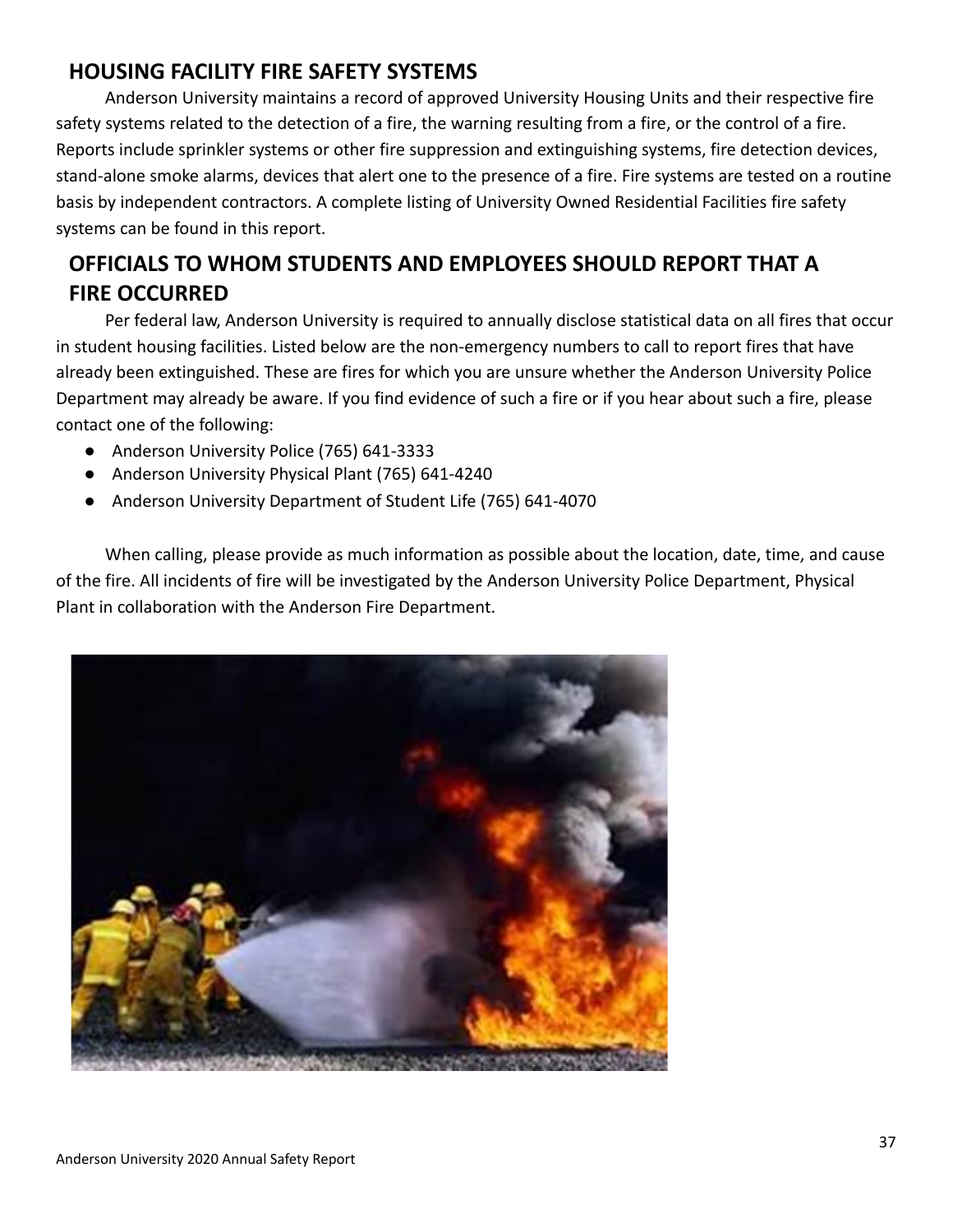## HOUSING FACILITY FIRE SAFETY SYSTEMS

Anderson University maintains a record of approved University Housing Units and their respective fire safety systems related to the detection of a fire, the warning resulting from a fire, or the control of a fire. Reports include sprinkler systems or other fire suppression and extinguishing systems, fire detection devices, stand-alone smoke alarms, devices that alert one to the presence of a fire. Fire systems are tested on a routine basis by independent contractors. A complete listing of University Owned Residential Facilities fire safety systems can be found in this report.

## OFFICIALS TO WHOM STUDENTS AND EMPLOYEES SHOULD REPORT THAT A FIRE OCCURRED

Per federal law, Anderson University is required to annually disclose statistical data on all fires that occur in student housing facilities. Listed below are the non-emergency numbers to call to report fires that have already been extinguished. These are fires for which you are unsure whether the Anderson University Police Department may already be aware. If you find evidence of such a fire or if you hear about such a fire, please contact one of the following:

- Anderson University Police (765) 641-3333
- Anderson University Physical Plant (765) 641-4240
- Anderson University Department of Student Life (765) 641-4070

When calling, please provide as much information as possible about the location, date, time, and cause of the fire. All incidents of fire will be investigated by the Anderson University Police Department, Physical Plant in collaboration with the Anderson Fire Department.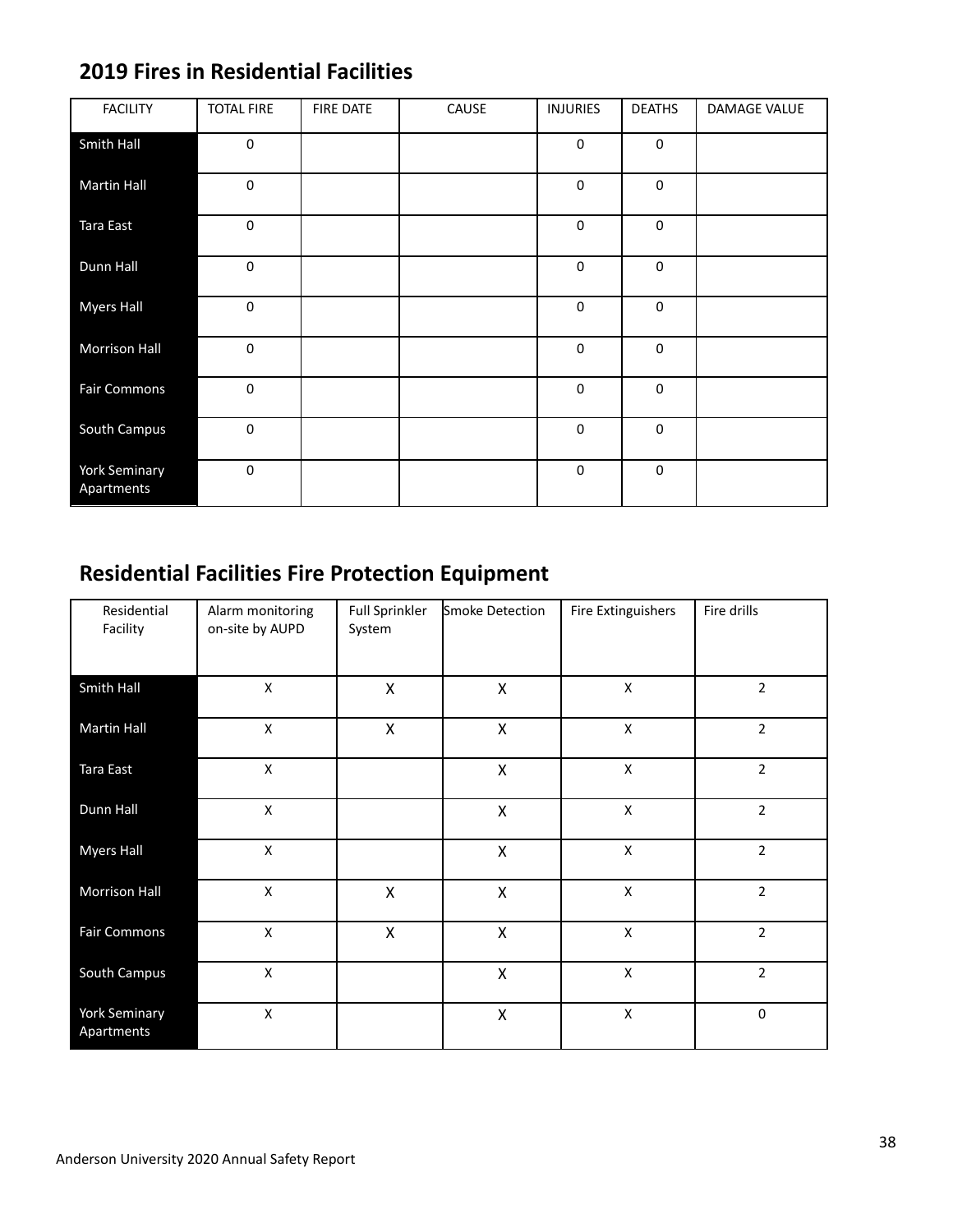## 2019 Fires in Residential Facilities

| FACILITY | TOTAL FIRE | FIRE DATE | CAUSE | INJURIES | DEATHS | DAMAGE VALUE |
|---|---|---|---|---|---|---|
| Smith Hall | 0 | | | 0 | 0 | |
| Martin Hall | 0 | | | 0 | 0 | |
| Tara East | 0 | | | 0 | 0 | |
| Dunn Hall | 0 | | | 0 | 0 | |
| Myers Hall | 0 | | | 0 | 0 | |
| Morrison Hall | 0 | | | 0 | 0 | |
| Fair Commons | 0 | | | 0 | 0 | |
| South Campus | 0 | | | 0 | 0 | |
| York Seminary Apartments | 0 | | | 0 | 0 | |

## Residential Facilities Fire Protection Equipment

| Residential Facility | Alarm monitoring on-site by AUPD | Full Sprinkler System | Smoke Detection | Fire Extinguishers | Fire drills |
|---|---|---|---|---|---|
| Smith Hall | X | X | X | X | 2 |
| Martin Hall | X | X | X | X | 2 |
| Tara East | X | | X | X | 2 |
| Dunn Hall | X | | X | X | 2 |
| Myers Hall | X | | X | X | 2 |
| Morrison Hall | X | X | X | X | 2 |
| Fair Commons | X | X | X | X | 2 |
| South Campus | X | | X | X | 2 |
| York Seminary Apartments | X | | X | X | 0 |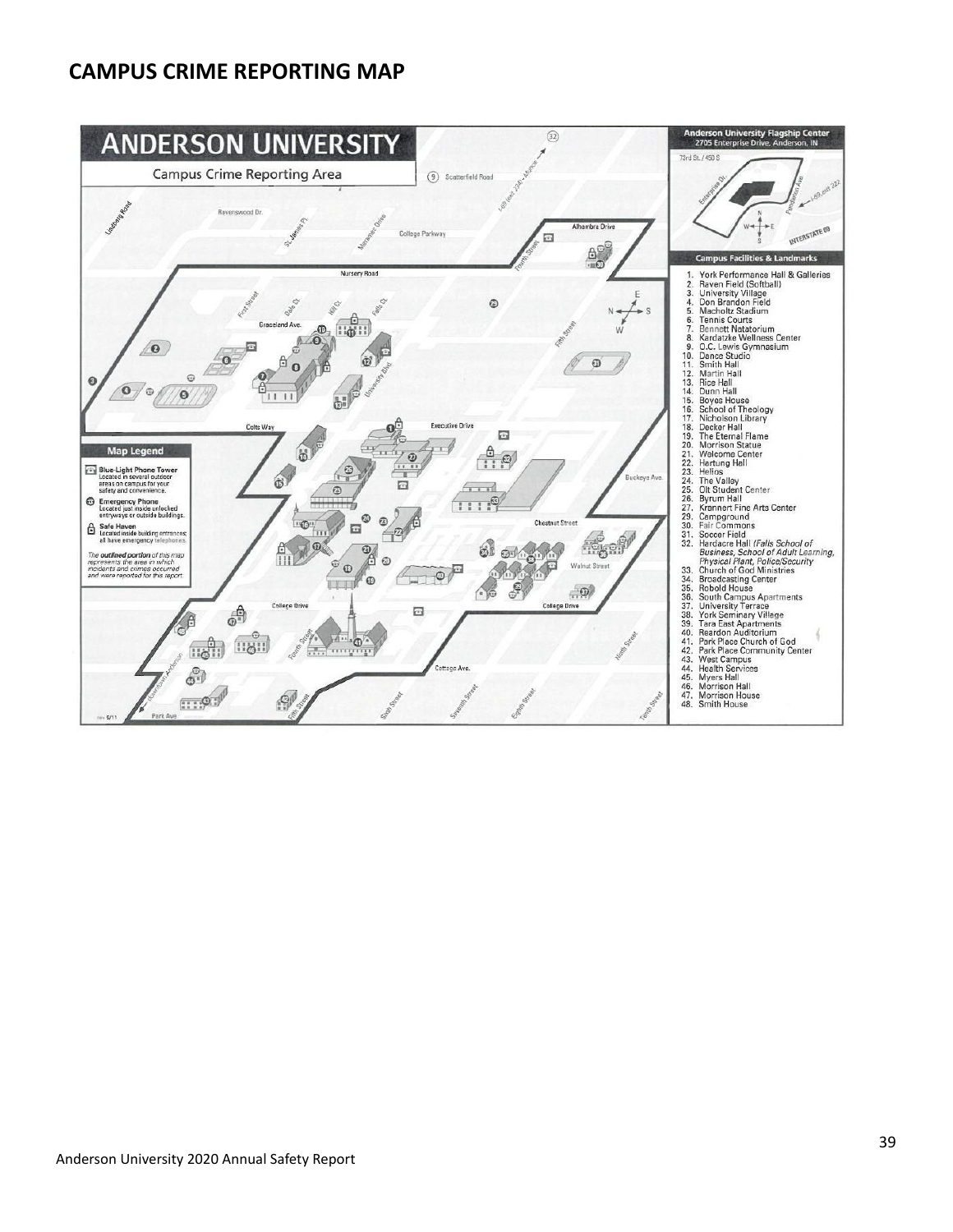## CAMPUS CRIME REPORTING MAP

ANDERSON UNIVERSITY

Campus Crime Reporting Area

Anderson University Flagship Center
2705 Enterprise Drive, Anderson, IN

Campus Facilities & Landmarks

1. York Performance Hall & Galleries
2. Raven Field (Softball)
3. University Village
4. Don Brandon Field
5. Macholtz Stadium
6. Tennis Courts
7. Bennett Natatorium
8. Kardatzke Wellness Center
9. O.C. Lewis Gymnasium
10. Dance Studio
11. Smith Hall
12. Martin Hall
13. Rice Hall
14. Dunn Hall
15. Boyes House
16. School of Theology
17. Nicholson Library
18. Decker Hall
19. The Eternal Flame
20. Morrison Statue
21. Welcome Center
22. Hartung Hall
23. Helios
24. The Valley
25. Olt Student Center
26. Byrum Hall
27. Krannert Fine Arts Center
29. Campground
30. Fair Commons
31. Soccer Field
32. Hardacre Hall *(Falls School of Business, School of Adult Learning, Physical Plant, Police/Security*
33. Church of God Ministries
34. Broadcasting Center
35. Robold House
36. South Campus Apartments
37. University Terrace
38. York Seminary Village
39. Tara East Apartments
40. Reardon Auditorium
41. Park Place Church of God
42. Park Place Community Center
43. West Campus
44. Health Services
45. Myers Hall
46. Morrison Hall
47. Morrison House
48. Smith House

Map Legend

Blue-Light Phone Tower — Located in several outdoor areas on campus for your safety and convenience.

Emergency Phone — Located just inside unlocked entryways or outside buildings.

Safe Haven — Located inside building entrances; all have emergency telephones.

*The outlined portion of this map represents the area in which incidents and crimes occurred and were reported for this report.*